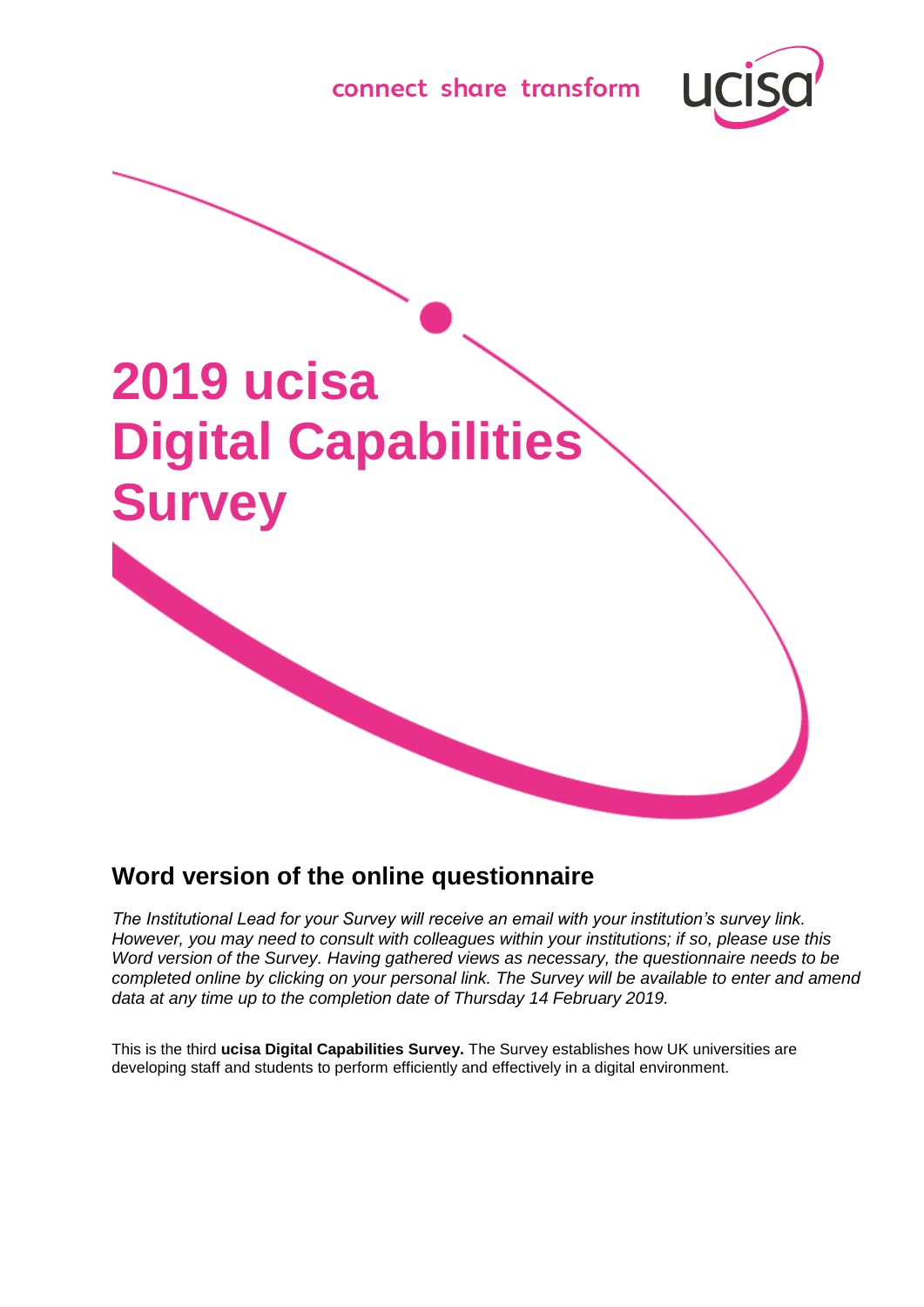connect share transform

# 2019 ucisa Digital Capabilities Survey

## Word version of the online questionnaire

*The Institutional Lead for your Survey will receive an email with your institution's survey link. However, you may need to consult with colleagues within your institutions; if so, please use this Word version of the Survey. Having gathered views as necessary, the questionnaire needs to be completed online by clicking on your personal link. The Survey will be available to enter and amend data at any time up to the completion date of Thursday 14 February 2019.*

This is the third **ucisa Digital Capabilities Survey.** The Survey establishes how UK universities are developing staff and students to perform efficiently and effectively in a digital environment.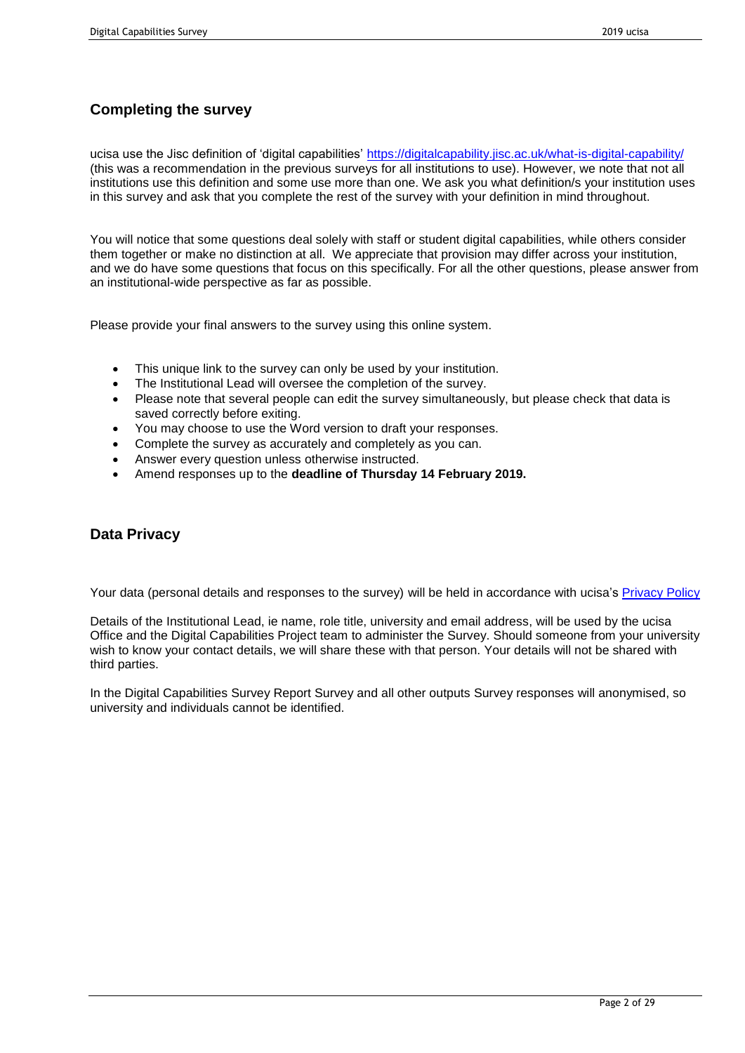## Completing the survey

ucisa use the Jisc definition of 'digital capabilities' [https://digitalcapability.jisc.ac.uk/what-is-digital-capability/](https://digitalcapability.jisc.ac.uk/what-is-digital-capability/) (this was a recommendation in the previous surveys for all institutions to use). However, we note that not all institutions use this definition and some use more than one. We ask you what definition/s your institution uses in this survey and ask that you complete the rest of the survey with your definition in mind throughout.

You will notice that some questions deal solely with staff or student digital capabilities, while others consider them together or make no distinction at all. We appreciate that provision may differ across your institution, and we do have some questions that focus on this specifically. For all the other questions, please answer from an institutional-wide perspective as far as possible.

Please provide your final answers to the survey using this online system.

- This unique link to the survey can only be used by your institution.
- The Institutional Lead will oversee the completion of the survey.
- Please note that several people can edit the survey simultaneously, but please check that data is saved correctly before exiting.
- You may choose to use the Word version to draft your responses.
- Complete the survey as accurately and completely as you can.
- Answer every question unless otherwise instructed.
- Amend responses up to the **deadline of Thursday 14 February 2019.**

## Data Privacy

Your data (personal details and responses to the survey) will be held in accordance with ucisa's [Privacy Policy]

Details of the Institutional Lead, ie name, role title, university and email address, will be used by the ucisa Office and the Digital Capabilities Project team to administer the Survey. Should someone from your university wish to know your contact details, we will share these with that person. Your details will not be shared with third parties.

In the Digital Capabilities Survey Report Survey and all other outputs Survey responses will anonymised, so university and individuals cannot be identified.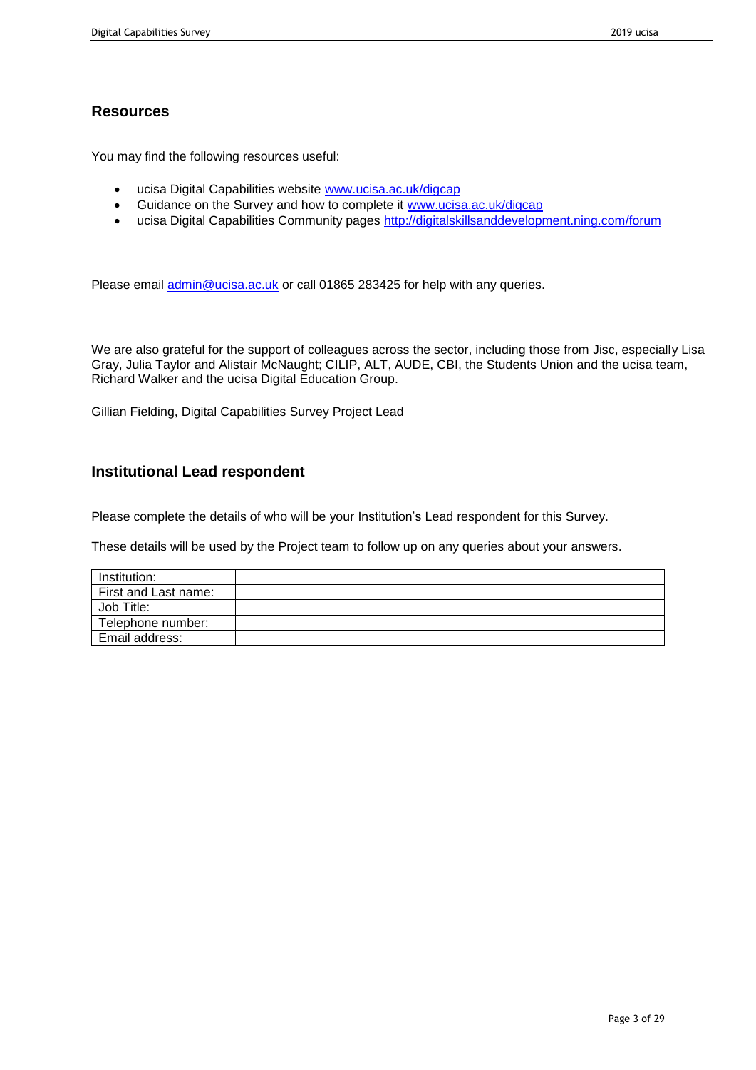## Resources

You may find the following resources useful:

- ucisa Digital Capabilities website [www.ucisa.ac.uk/digcap](www.ucisa.ac.uk/digcap)
- Guidance on the Survey and how to complete it [www.ucisa.ac.uk/digcap](www.ucisa.ac.uk/digcap)
- ucisa Digital Capabilities Community pages [http://digitalskillsanddevelopment.ning.com/forum](http://digitalskillsanddevelopment.ning.com/forum)

Please email [admin@ucisa.ac.uk](mailto:admin@ucisa.ac.uk) or call 01865 283425 for help with any queries.

We are also grateful for the support of colleagues across the sector, including those from Jisc, especially Lisa Gray, Julia Taylor and Alistair McNaught; CILIP, ALT, AUDE, CBI, the Students Union and the ucisa team, Richard Walker and the ucisa Digital Education Group.

Gillian Fielding, Digital Capabilities Survey Project Lead

## Institutional Lead respondent

Please complete the details of who will be your Institution's Lead respondent for this Survey.

These details will be used by the Project team to follow up on any queries about your answers.

| | |
|---|---|
| Institution: | |
| First and Last name: | |
| Job Title: | |
| Telephone number: | |
| Email address: | |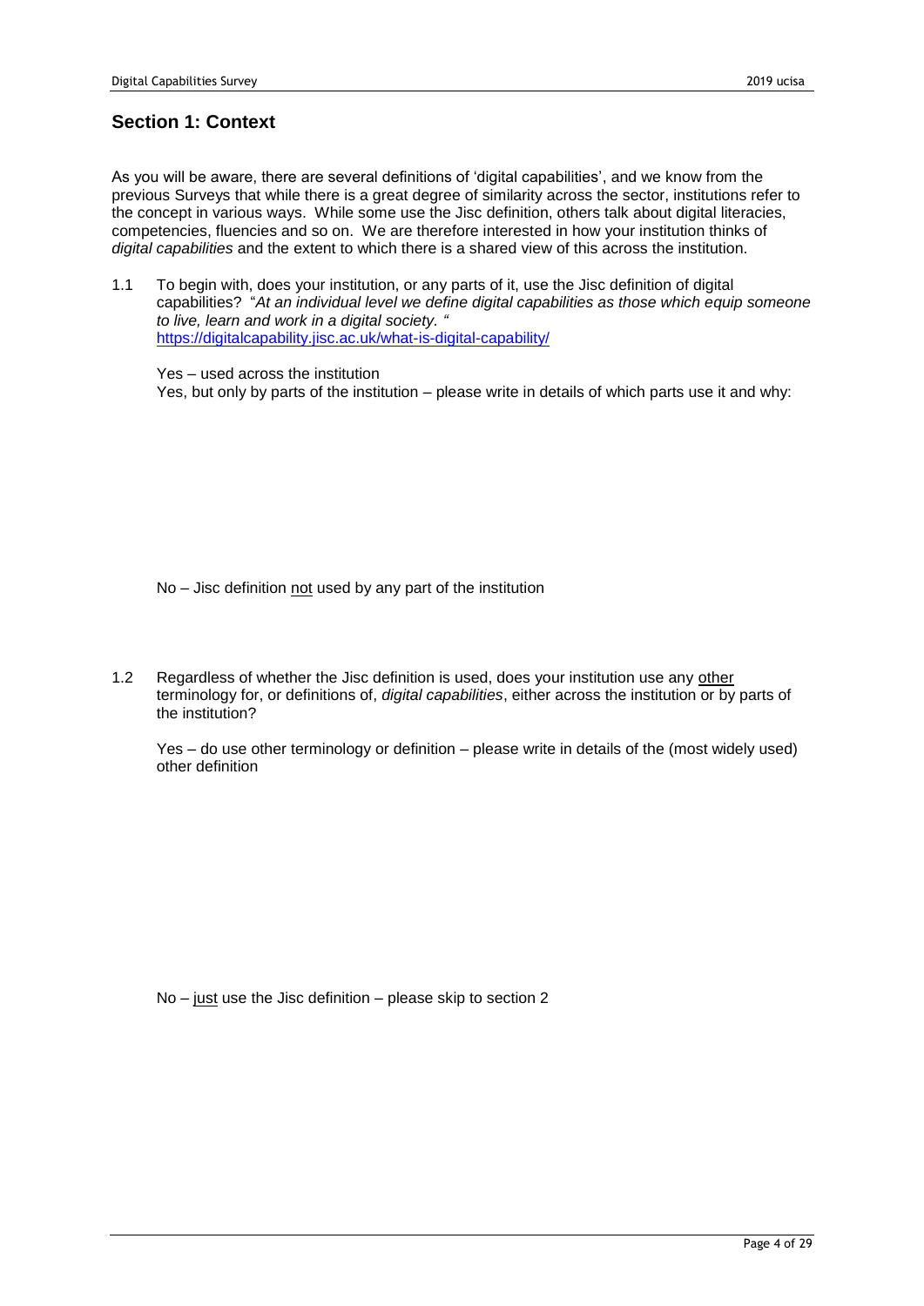## Section 1: Context

As you will be aware, there are several definitions of 'digital capabilities', and we know from the previous Surveys that while there is a great degree of similarity across the sector, institutions refer to the concept in various ways. While some use the Jisc definition, others talk about digital literacies, competencies, fluencies and so on. We are therefore interested in how your institution thinks of *digital capabilities* and the extent to which there is a shared view of this across the institution.

1.1 To begin with, does your institution, or any parts of it, use the Jisc definition of digital capabilities? "*At an individual level we define digital capabilities as those which equip someone to live, learn and work in a digital society.* " https://digitalcapability.jisc.ac.uk/what-is-digital-capability/

Yes – used across the institution

Yes, but only by parts of the institution – please write in details of which parts use it and why:

No – Jisc definition <u>not</u> used by any part of the institution

1.2 Regardless of whether the Jisc definition is used, does your institution use any <u>other</u> terminology for, or definitions of, *digital capabilities*, either across the institution or by parts of the institution?

Yes – do use other terminology or definition – please write in details of the (most widely used) other definition

No – <u>just</u> use the Jisc definition – please skip to section 2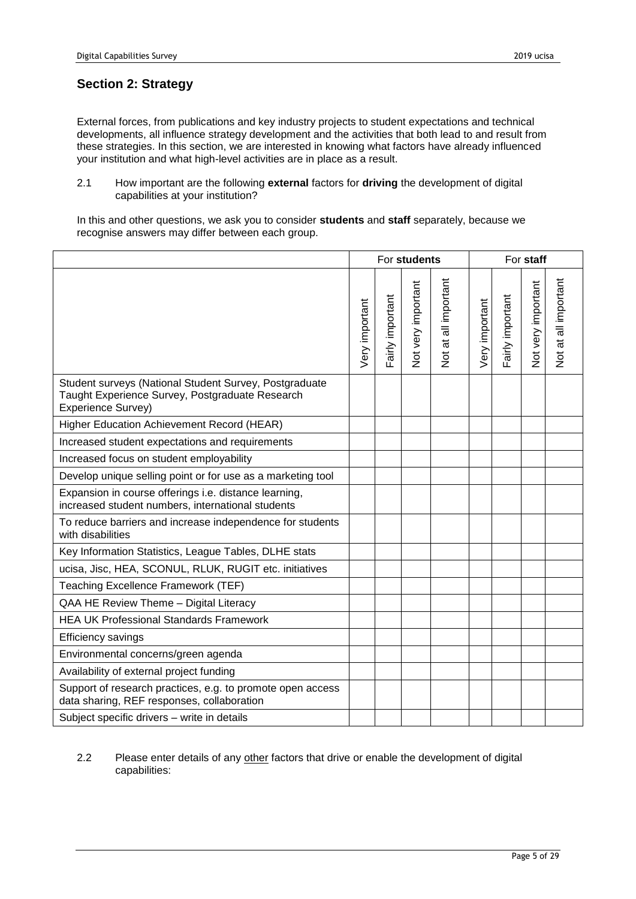## Section 2: Strategy

External forces, from publications and key industry projects to student expectations and technical developments, all influence strategy development and the activities that both lead to and result from these strategies. In this section, we are interested in knowing what factors have already influenced your institution and what high-level activities are in place as a result.

2.1 How important are the following **external** factors for **driving** the development of digital capabilities at your institution?

In this and other questions, we ask you to consider **students** and **staff** separately, because we recognise answers may differ between each group.

| | For **students** | | | | For **staff** | | | |
|---|---|---|---|---|---|---|---|---|
| | Very important | Fairly important | Not very important | Not at all important | Very important | Fairly important | Not very important | Not at all important |
| Student surveys (National Student Survey, Postgraduate Taught Experience Survey, Postgraduate Research Experience Survey) | | | | | | | | |
| Higher Education Achievement Record (HEAR) | | | | | | | | |
| Increased student expectations and requirements | | | | | | | | |
| Increased focus on student employability | | | | | | | | |
| Develop unique selling point or for use as a marketing tool | | | | | | | | |
| Expansion in course offerings i.e. distance learning, increased student numbers, international students | | | | | | | | |
| To reduce barriers and increase independence for students with disabilities | | | | | | | | |
| Key Information Statistics, League Tables, DLHE stats | | | | | | | | |
| ucisa, Jisc, HEA, SCONUL, RLUK, RUGIT etc. initiatives | | | | | | | | |
| Teaching Excellence Framework (TEF) | | | | | | | | |
| QAA HE Review Theme – Digital Literacy | | | | | | | | |
| HEA UK Professional Standards Framework | | | | | | | | |
| Efficiency savings | | | | | | | | |
| Environmental concerns/green agenda | | | | | | | | |
| Availability of external project funding | | | | | | | | |
| Support of research practices, e.g. to promote open access data sharing, REF responses, collaboration | | | | | | | | |
| Subject specific drivers – write in details | | | | | | | | |

2.2 Please enter details of any other factors that drive or enable the development of digital capabilities: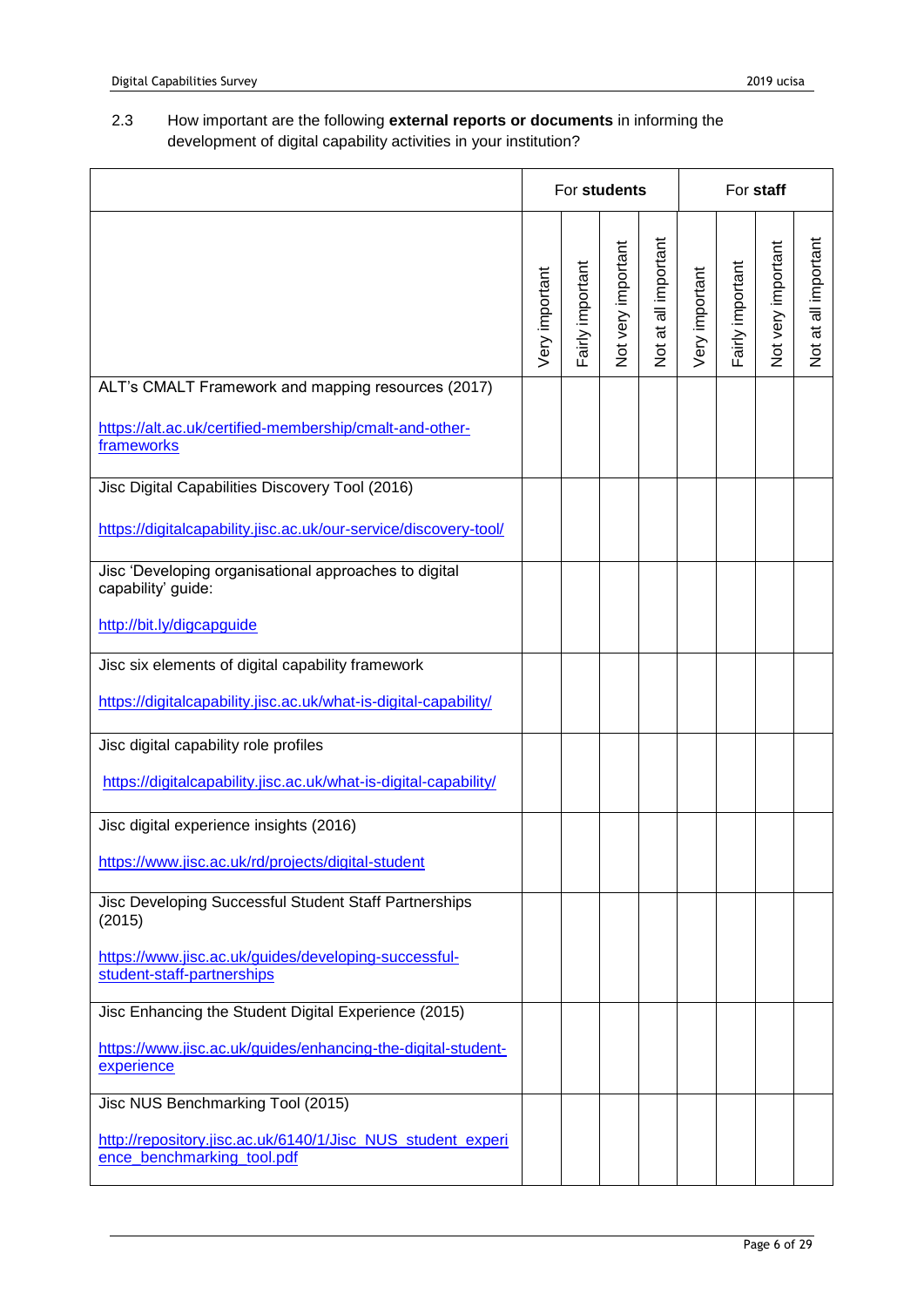2.3 How important are the following **external reports or documents** in informing the development of digital capability activities in your institution?

| | For **students** | | | | For **staff** | | | |
|---|---|---|---|---|---|---|---|---|
| | Very important | Fairly important | Not very important | Not at all important | Very important | Fairly important | Not very important | Not at all important |
| ALT's CMALT Framework and mapping resources (2017)<br><br>https://alt.ac.uk/certified-membership/cmalt-and-other-frameworks | | | | | | | | |
| Jisc Digital Capabilities Discovery Tool (2016)<br><br>https://digitalcapability.jisc.ac.uk/our-service/discovery-tool/ | | | | | | | | |
| Jisc 'Developing organisational approaches to digital capability' guide:<br><br>http://bit.ly/digcapguide | | | | | | | | |
| Jisc six elements of digital capability framework<br><br>https://digitalcapability.jisc.ac.uk/what-is-digital-capability/ | | | | | | | | |
| Jisc digital capability role profiles<br><br>https://digitalcapability.jisc.ac.uk/what-is-digital-capability/ | | | | | | | | |
| Jisc digital experience insights (2016)<br><br>https://www.jisc.ac.uk/rd/projects/digital-student | | | | | | | | |
| Jisc Developing Successful Student Staff Partnerships (2015)<br><br>https://www.jisc.ac.uk/guides/developing-successful-student-staff-partnerships | | | | | | | | |
| Jisc Enhancing the Student Digital Experience (2015)<br><br>https://www.jisc.ac.uk/guides/enhancing-the-digital-student-experience | | | | | | | | |
| Jisc NUS Benchmarking Tool (2015)<br><br>http://repository.jisc.ac.uk/6140/1/Jisc_NUS_student_experience_benchmarking_tool.pdf | | | | | | | | |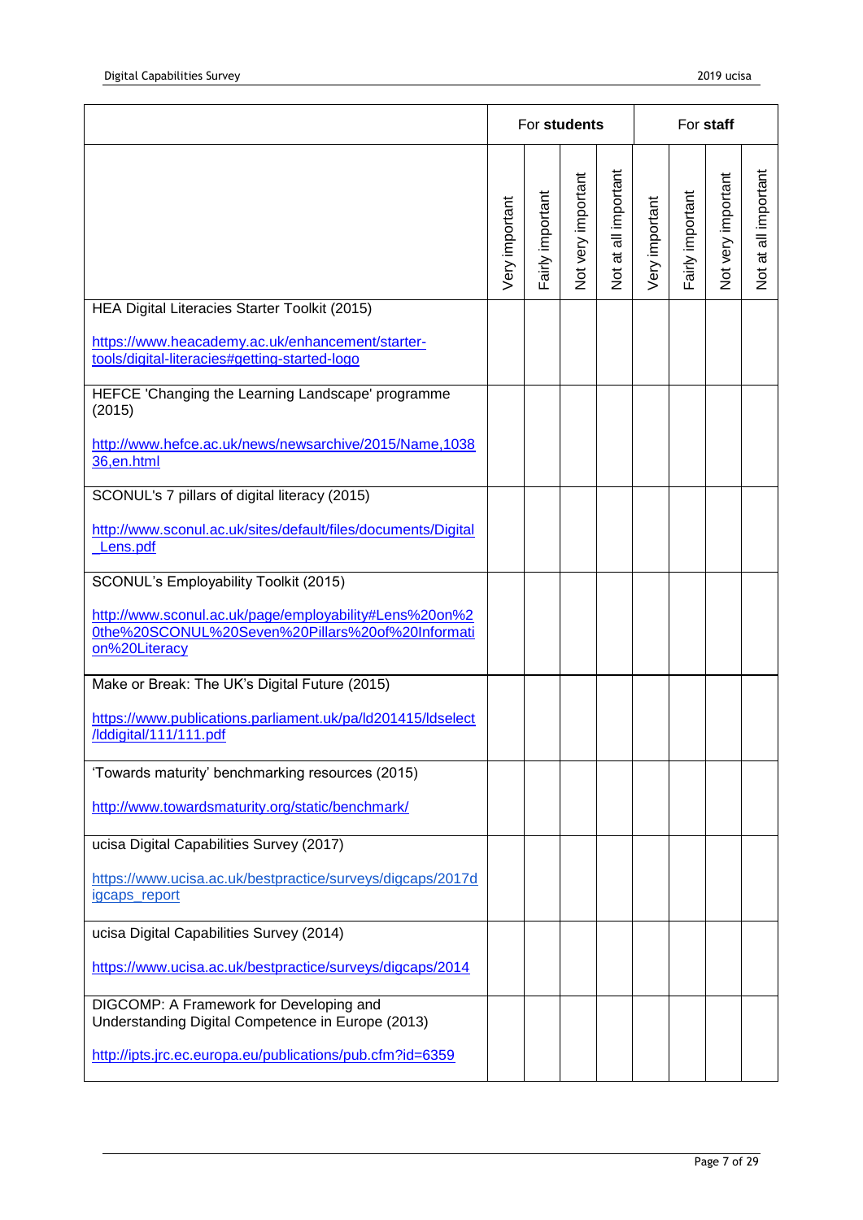| | For **students** | | | | For **staff** | | | |
|---|---|---|---|---|---|---|---|---|
| | Very important | Fairly important | Not very important | Not at all important | Very important | Fairly important | Not very important | Not at all important |
| HEA Digital Literacies Starter Toolkit (2015)<br><br>https://www.heacademy.ac.uk/enhancement/starter-tools/digital-literacies#getting-started-logo | | | | | | | | |
| HEFCE 'Changing the Learning Landscape' programme (2015)<br><br>http://www.hefce.ac.uk/news/newsarchive/2015/Name,103836,en.html | | | | | | | | |
| SCONUL's 7 pillars of digital literacy (2015)<br><br>http://www.sconul.ac.uk/sites/default/files/documents/Digital_Lens.pdf | | | | | | | | |
| SCONUL's Employability Toolkit (2015)<br><br>http://www.sconul.ac.uk/page/employability#Lens%20on%20the%20SCONUL%20Seven%20Pillars%20of%20Information%20Literacy | | | | | | | | |
| Make or Break: The UK's Digital Future (2015)<br><br>https://www.publications.parliament.uk/pa/ld201415/ldselect/lddigital/111/111.pdf | | | | | | | | |
| 'Towards maturity' benchmarking resources (2015)<br><br>http://www.towardsmaturity.org/static/benchmark/ | | | | | | | | |
| ucisa Digital Capabilities Survey (2017)<br><br>https://www.ucisa.ac.uk/bestpractice/surveys/digcaps/2017digcaps_report | | | | | | | | |
| ucisa Digital Capabilities Survey (2014)<br><br>https://www.ucisa.ac.uk/bestpractice/surveys/digcaps/2014 | | | | | | | | |
| DIGCOMP: A Framework for Developing and Understanding Digital Competence in Europe (2013)<br><br>http://ipts.jrc.ec.europa.eu/publications/pub.cfm?id=6359 | | | | | | | | |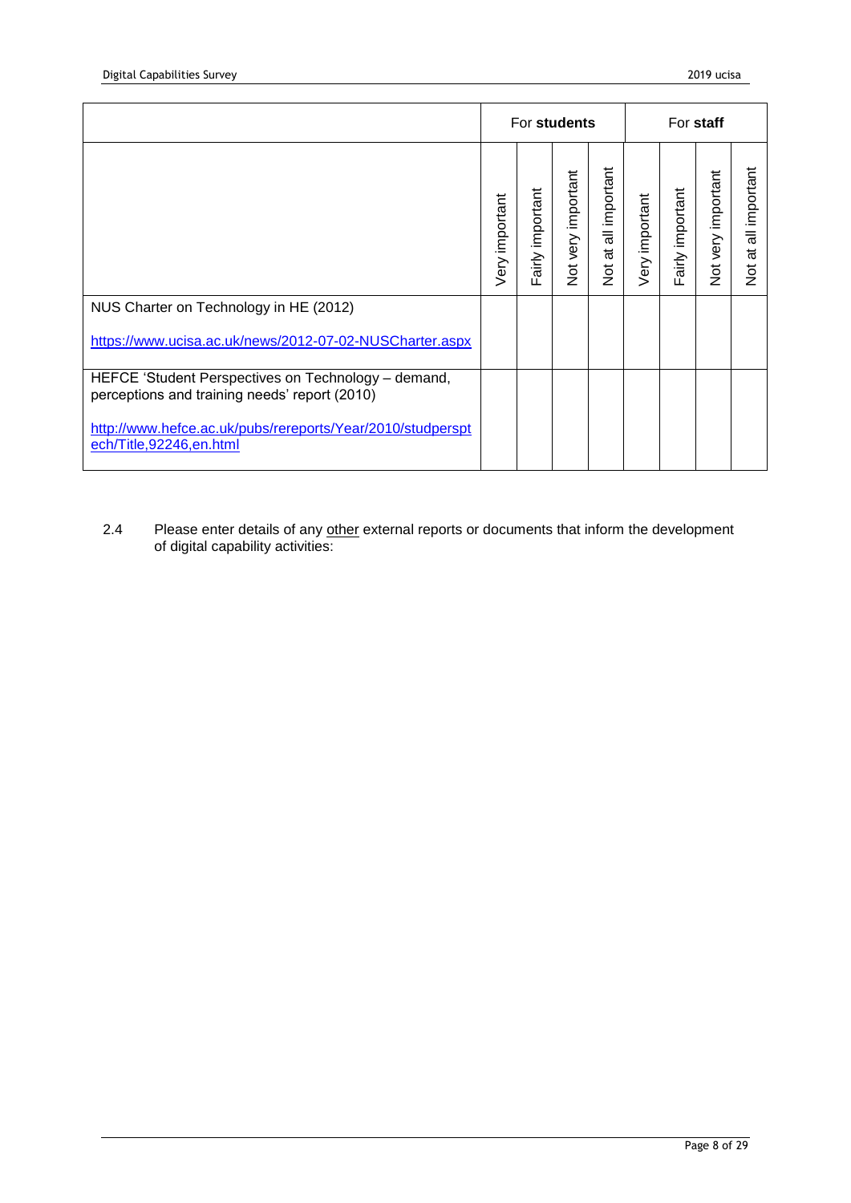| | For **students** | | | | For **staff** | | | |
|---|---|---|---|---|---|---|---|---|
| | Very important | Fairly important | Not very important | Not at all important | Very important | Fairly important | Not very important | Not at all important |
| NUS Charter on Technology in HE (2012)<br><br>https://www.ucisa.ac.uk/news/2012-07-02-NUSCharter.aspx | | | | | | | | |
| HEFCE 'Student Perspectives on Technology – demand, perceptions and training needs' report (2010)<br><br>http://www.hefce.ac.uk/pubs/rereports/Year/2010/studperspt ech/Title,92246,en.html | | | | | | | | |

2.4 Please enter details of any other external reports or documents that inform the development of digital capability activities: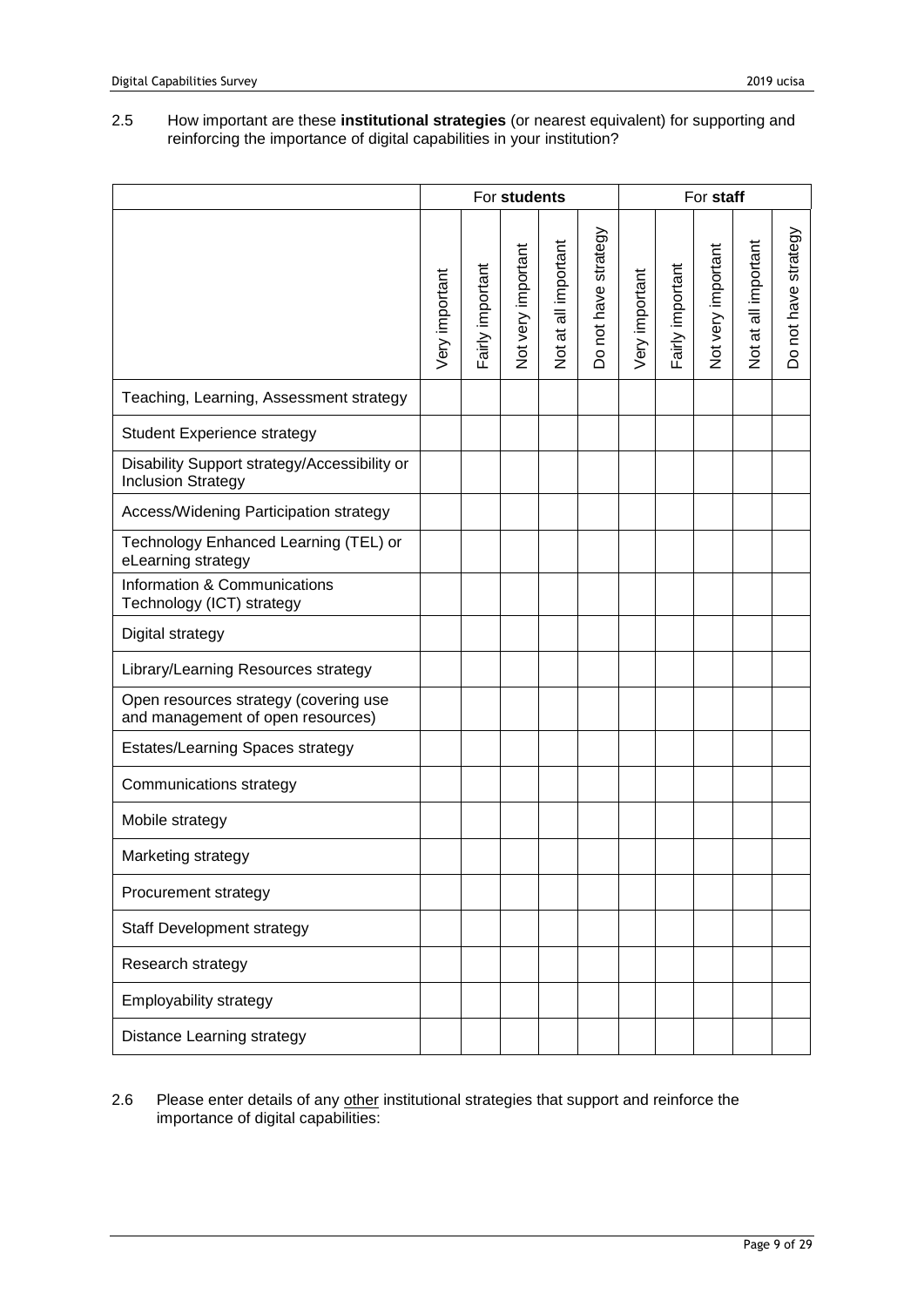2.5 How important are these **institutional strategies** (or nearest equivalent) for supporting and reinforcing the importance of digital capabilities in your institution?

| | For **students** | | | | | For **staff** | | | | |
|---|---|---|---|---|---|---|---|---|---|---|
| | Very important | Fairly important | Not very important | Not at all important | Do not have strategy | Very important | Fairly important | Not very important | Not at all important | Do not have strategy |
| Teaching, Learning, Assessment strategy | | | | | | | | | | |
| Student Experience strategy | | | | | | | | | | |
| Disability Support strategy/Accessibility or Inclusion Strategy | | | | | | | | | | |
| Access/Widening Participation strategy | | | | | | | | | | |
| Technology Enhanced Learning (TEL) or eLearning strategy | | | | | | | | | | |
| Information & Communications Technology (ICT) strategy | | | | | | | | | | |
| Digital strategy | | | | | | | | | | |
| Library/Learning Resources strategy | | | | | | | | | | |
| Open resources strategy (covering use and management of open resources) | | | | | | | | | | |
| Estates/Learning Spaces strategy | | | | | | | | | | |
| Communications strategy | | | | | | | | | | |
| Mobile strategy | | | | | | | | | | |
| Marketing strategy | | | | | | | | | | |
| Procurement strategy | | | | | | | | | | |
| Staff Development strategy | | | | | | | | | | |
| Research strategy | | | | | | | | | | |
| Employability strategy | | | | | | | | | | |
| Distance Learning strategy | | | | | | | | | | |

2.6 Please enter details of any other institutional strategies that support and reinforce the importance of digital capabilities: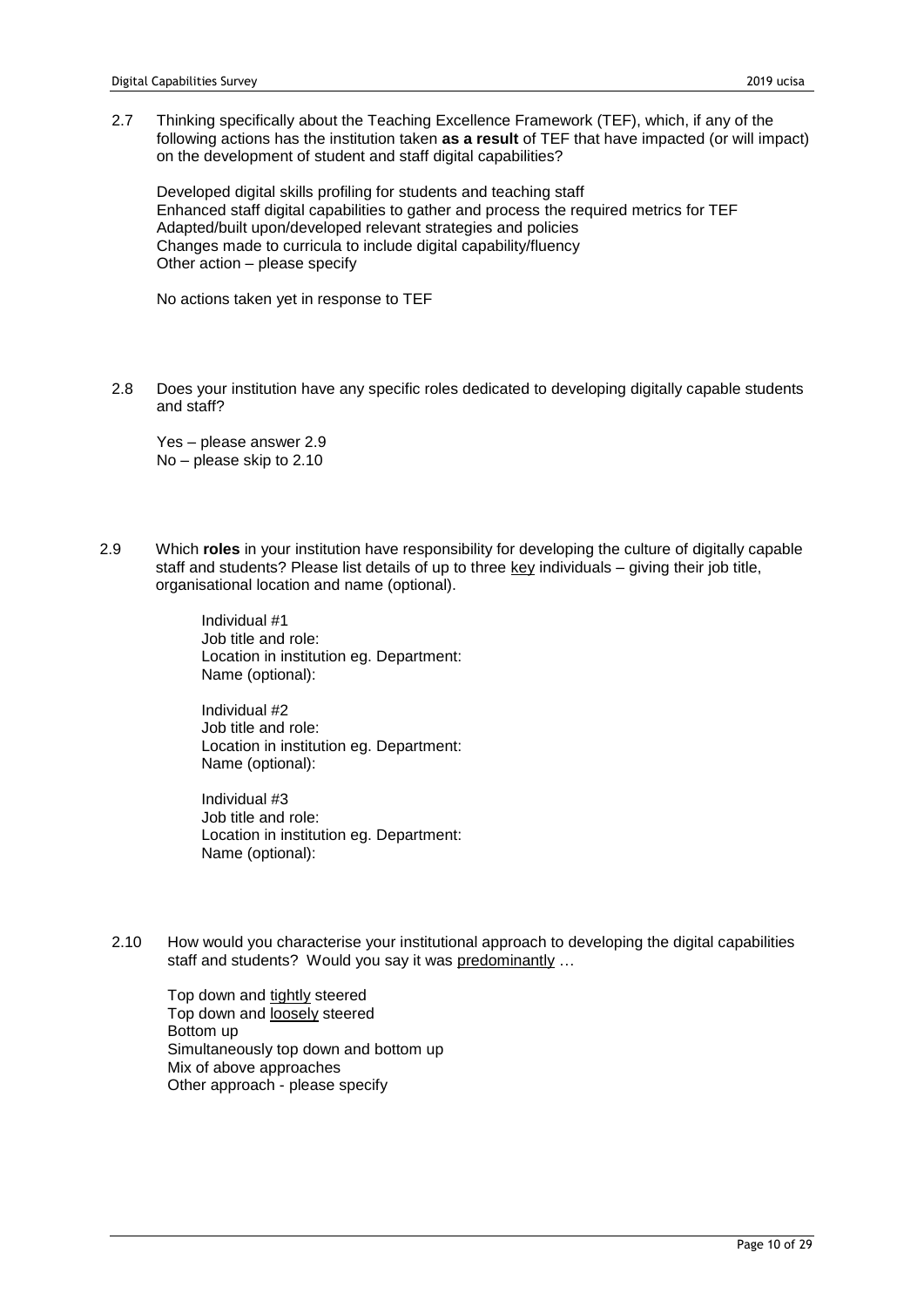2.7 Thinking specifically about the Teaching Excellence Framework (TEF), which, if any of the following actions has the institution taken **as a result** of TEF that have impacted (or will impact) on the development of student and staff digital capabilities?

Developed digital skills profiling for students and teaching staff
Enhanced staff digital capabilities to gather and process the required metrics for TEF
Adapted/built upon/developed relevant strategies and policies
Changes made to curricula to include digital capability/fluency
Other action – please specify

No actions taken yet in response to TEF

2.8 Does your institution have any specific roles dedicated to developing digitally capable students and staff?

Yes – please answer 2.9
No – please skip to 2.10

2.9 Which **roles** in your institution have responsibility for developing the culture of digitally capable staff and students? Please list details of up to three <u>key</u> individuals – giving their job title, organisational location and name (optional).

Individual #1
Job title and role:
Location in institution eg. Department:
Name (optional):

Individual #2
Job title and role:
Location in institution eg. Department:
Name (optional):

Individual #3
Job title and role:
Location in institution eg. Department:
Name (optional):

2.10 How would you characterise your institutional approach to developing the digital capabilities staff and students? Would you say it was <u>predominantly</u> …

Top down and <u>tightly</u> steered
Top down and <u>loosely</u> steered
Bottom up
Simultaneously top down and bottom up
Mix of above approaches
Other approach - please specify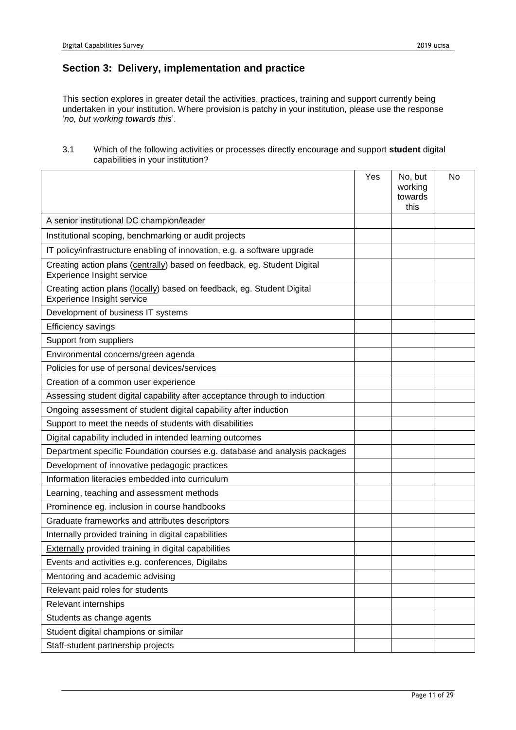## Section 3: Delivery, implementation and practice

This section explores in greater detail the activities, practices, training and support currently being undertaken in your institution. Where provision is patchy in your institution, please use the response '*no, but working towards this*'.

3.1 Which of the following activities or processes directly encourage and support **student** digital capabilities in your institution?

| | Yes | No, but working towards this | No |
|---|---|---|---|
| A senior institutional DC champion/leader | | | |
| Institutional scoping, benchmarking or audit projects | | | |
| IT policy/infrastructure enabling of innovation, e.g. a software upgrade | | | |
| Creating action plans (centrally) based on feedback, eg. Student Digital Experience Insight service | | | |
| Creating action plans (locally) based on feedback, eg. Student Digital Experience Insight service | | | |
| Development of business IT systems | | | |
| Efficiency savings | | | |
| Support from suppliers | | | |
| Environmental concerns/green agenda | | | |
| Policies for use of personal devices/services | | | |
| Creation of a common user experience | | | |
| Assessing student digital capability after acceptance through to induction | | | |
| Ongoing assessment of student digital capability after induction | | | |
| Support to meet the needs of students with disabilities | | | |
| Digital capability included in intended learning outcomes | | | |
| Department specific Foundation courses e.g. database and analysis packages | | | |
| Development of innovative pedagogic practices | | | |
| Information literacies embedded into curriculum | | | |
| Learning, teaching and assessment methods | | | |
| Prominence eg. inclusion in course handbooks | | | |
| Graduate frameworks and attributes descriptors | | | |
| Internally provided training in digital capabilities | | | |
| Externally provided training in digital capabilities | | | |
| Events and activities e.g. conferences, Digilabs | | | |
| Mentoring and academic advising | | | |
| Relevant paid roles for students | | | |
| Relevant internships | | | |
| Students as change agents | | | |
| Student digital champions or similar | | | |
| Staff-student partnership projects | | | |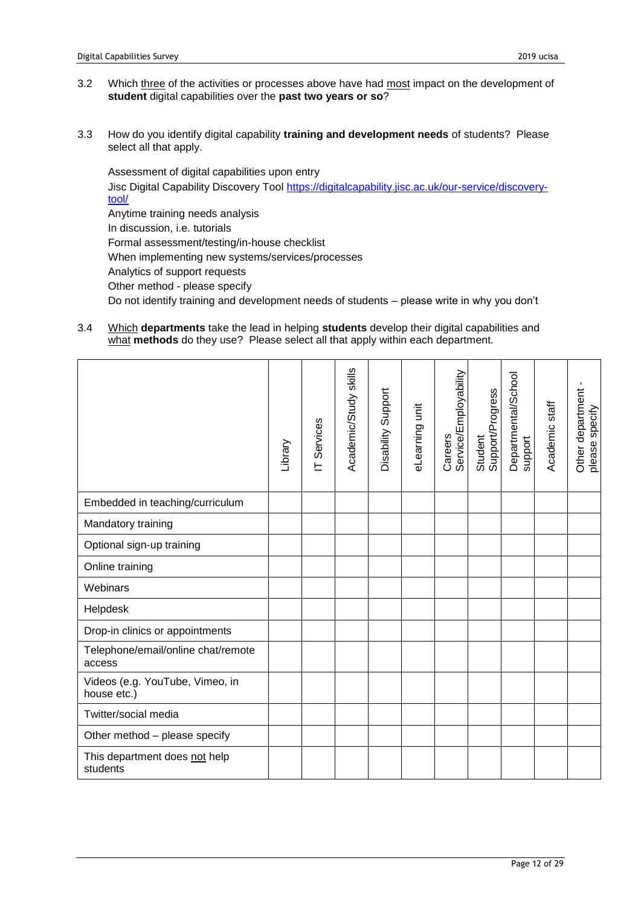3.2 Which three of the activities or processes above have had most impact on the development of **student** digital capabilities over the **past two years or so**?

3.3 How do you identify digital capability **training and development needs** of students? Please select all that apply.

Assessment of digital capabilities upon entry
Jisc Digital Capability Discovery Tool https://digitalcapability.jisc.ac.uk/our-service/discovery-tool/
Anytime training needs analysis
In discussion, i.e. tutorials
Formal assessment/testing/in-house checklist
When implementing new systems/services/processes
Analytics of support requests
Other method - please specify
Do not identify training and development needs of students – please write in why you don't

3.4 Which **departments** take the lead in helping **students** develop their digital capabilities and what **methods** do they use? Please select all that apply within each department.

| | Library | IT Services | Academic/Study skills | Disability Support | eLearning unit | Careers Service/Employability | Student Support/Progress | Departmental/School support | Academic staff | Other department - please specify |
|---|---|---|---|---|---|---|---|---|---|---|
| Embedded in teaching/curriculum | | | | | | | | | | |
| Mandatory training | | | | | | | | | | |
| Optional sign-up training | | | | | | | | | | |
| Online training | | | | | | | | | | |
| Webinars | | | | | | | | | | |
| Helpdesk | | | | | | | | | | |
| Drop-in clinics or appointments | | | | | | | | | | |
| Telephone/email/online chat/remote access | | | | | | | | | | |
| Videos (e.g. YouTube, Vimeo, in house etc.) | | | | | | | | | | |
| Twitter/social media | | | | | | | | | | |
| Other method – please specify | | | | | | | | | | |
| This department does not help students | | | | | | | | | | |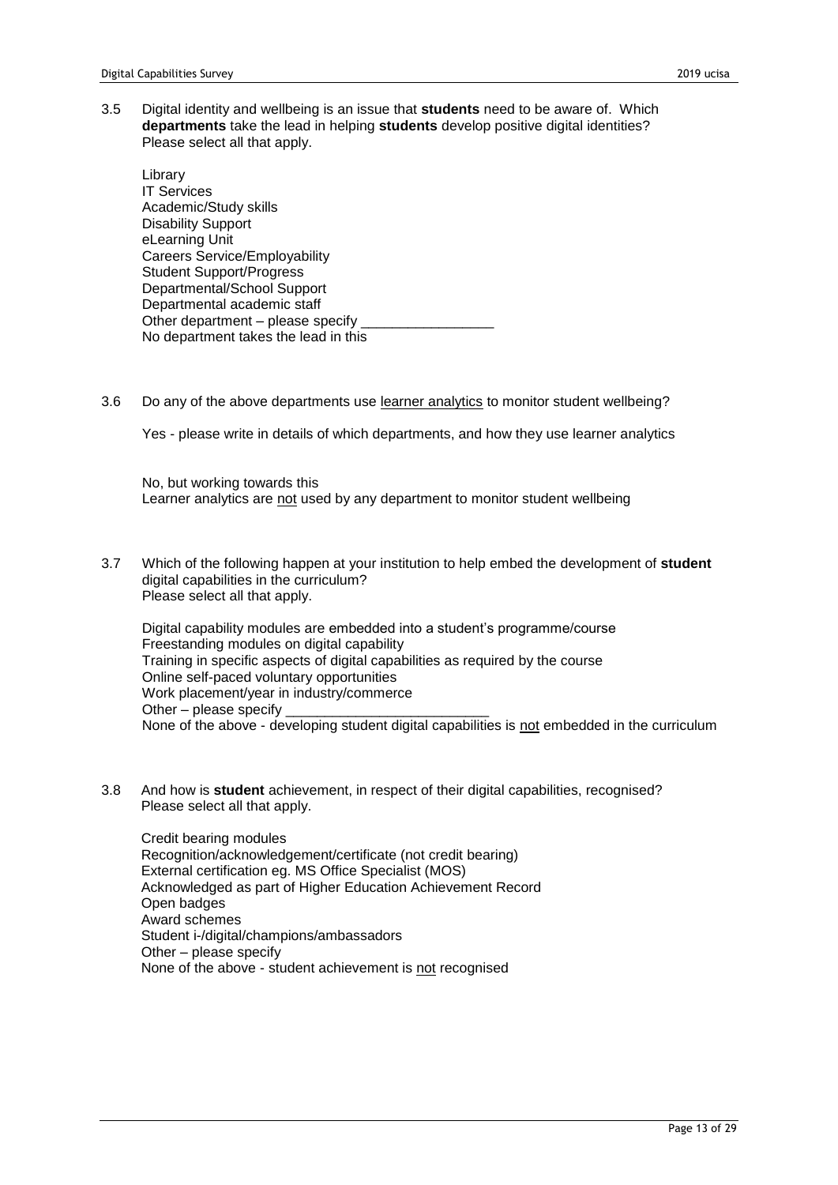3.5 Digital identity and wellbeing is an issue that **students** need to be aware of. Which **departments** take the lead in helping **students** develop positive digital identities? Please select all that apply.

Library
IT Services
Academic/Study skills
Disability Support
eLearning Unit
Careers Service/Employability
Student Support/Progress
Departmental/School Support
Departmental academic staff
Other department – please specify _________________
No department takes the lead in this

3.6 Do any of the above departments use learner analytics to monitor student wellbeing?

Yes - please write in details of which departments, and how they use learner analytics

No, but working towards this
Learner analytics are not used by any department to monitor student wellbeing

3.7 Which of the following happen at your institution to help embed the development of **student** digital capabilities in the curriculum?
Please select all that apply.

Digital capability modules are embedded into a student's programme/course
Freestanding modules on digital capability
Training in specific aspects of digital capabilities as required by the course
Online self-paced voluntary opportunities
Work placement/year in industry/commerce
Other – please specify __________________________
None of the above - developing student digital capabilities is not embedded in the curriculum

3.8 And how is **student** achievement, in respect of their digital capabilities, recognised?
Please select all that apply.

Credit bearing modules
Recognition/acknowledgement/certificate (not credit bearing)
External certification eg. MS Office Specialist (MOS)
Acknowledged as part of Higher Education Achievement Record
Open badges
Award schemes
Student i-/digital/champions/ambassadors
Other – please specify
None of the above - student achievement is not recognised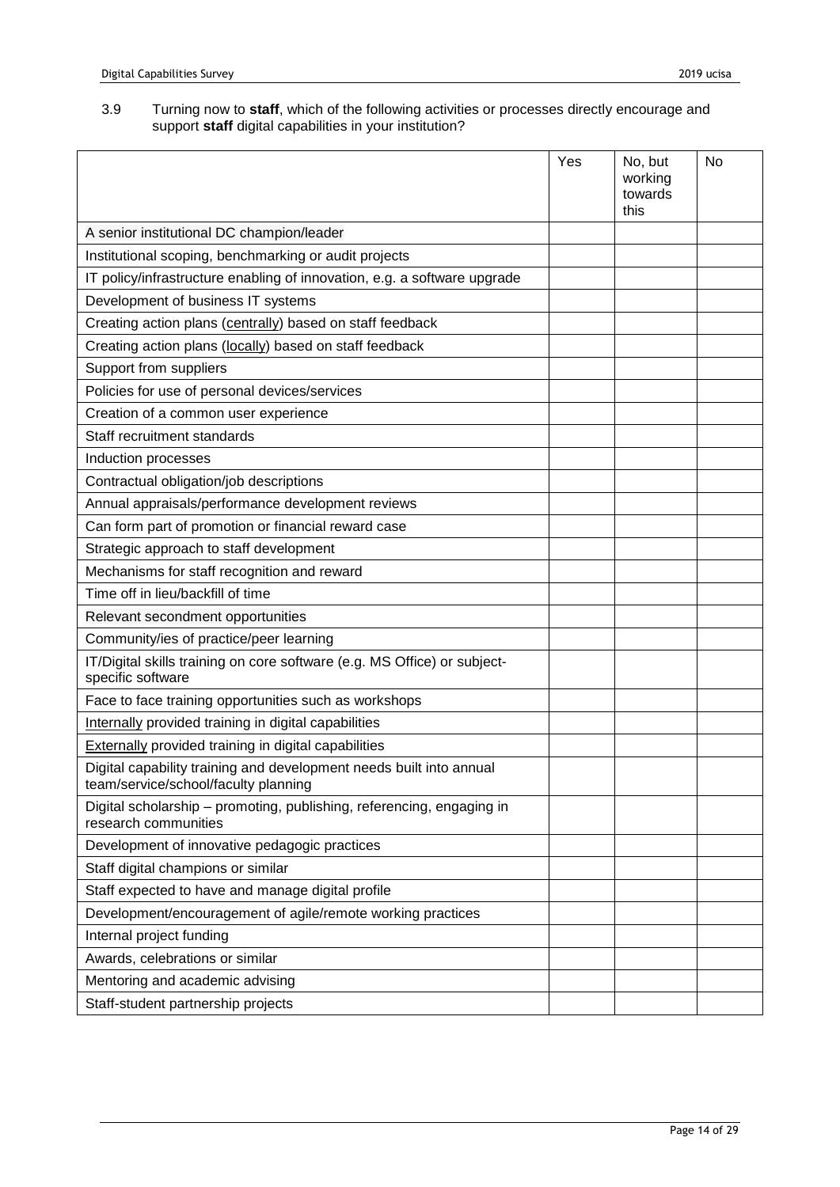3.9 Turning now to **staff**, which of the following activities or processes directly encourage and support **staff** digital capabilities in your institution?

| | Yes | No, but working towards this | No |
|---|---|---|---|
| A senior institutional DC champion/leader | | | |
| Institutional scoping, benchmarking or audit projects | | | |
| IT policy/infrastructure enabling of innovation, e.g. a software upgrade | | | |
| Development of business IT systems | | | |
| Creating action plans (centrally) based on staff feedback | | | |
| Creating action plans (locally) based on staff feedback | | | |
| Support from suppliers | | | |
| Policies for use of personal devices/services | | | |
| Creation of a common user experience | | | |
| Staff recruitment standards | | | |
| Induction processes | | | |
| Contractual obligation/job descriptions | | | |
| Annual appraisals/performance development reviews | | | |
| Can form part of promotion or financial reward case | | | |
| Strategic approach to staff development | | | |
| Mechanisms for staff recognition and reward | | | |
| Time off in lieu/backfill of time | | | |
| Relevant secondment opportunities | | | |
| Community/ies of practice/peer learning | | | |
| IT/Digital skills training on core software (e.g. MS Office) or subject-specific software | | | |
| Face to face training opportunities such as workshops | | | |
| Internally provided training in digital capabilities | | | |
| Externally provided training in digital capabilities | | | |
| Digital capability training and development needs built into annual team/service/school/faculty planning | | | |
| Digital scholarship – promoting, publishing, referencing, engaging in research communities | | | |
| Development of innovative pedagogic practices | | | |
| Staff digital champions or similar | | | |
| Staff expected to have and manage digital profile | | | |
| Development/encouragement of agile/remote working practices | | | |
| Internal project funding | | | |
| Awards, celebrations or similar | | | |
| Mentoring and academic advising | | | |
| Staff-student partnership projects | | | |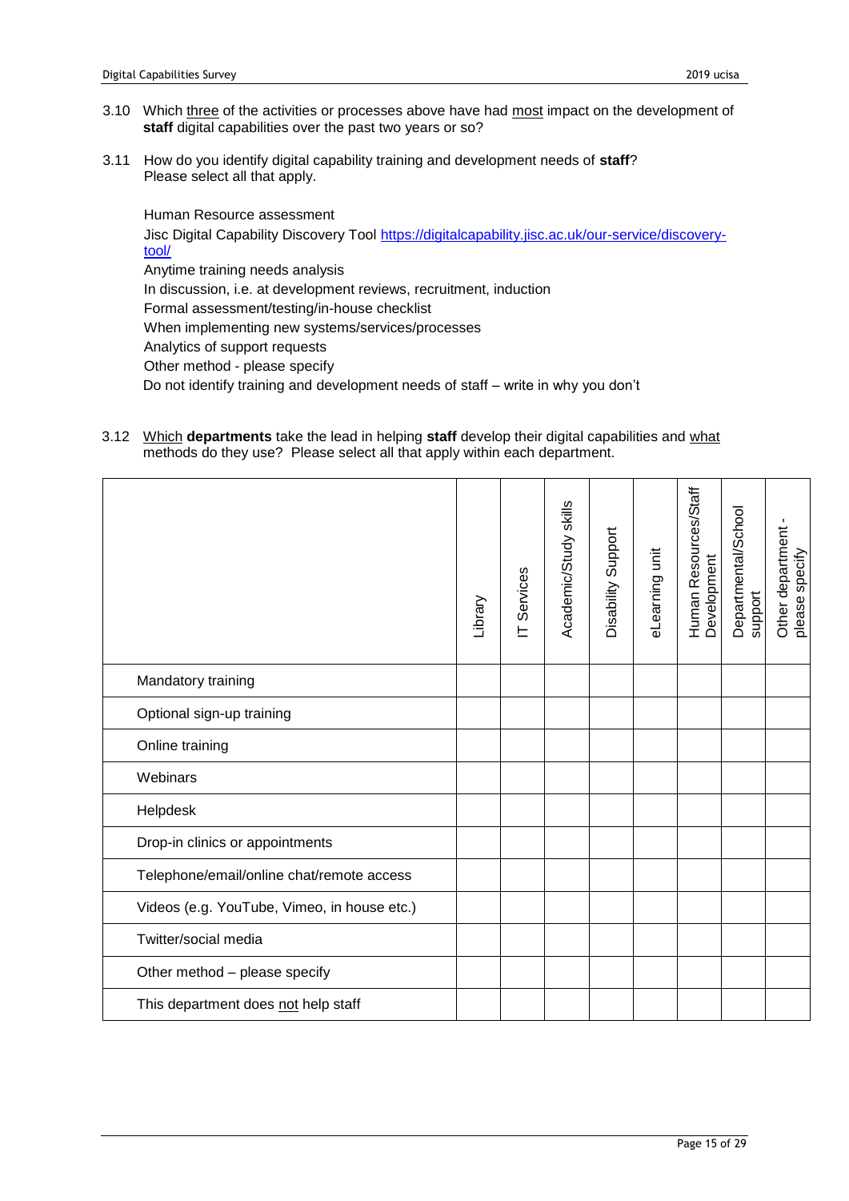3.10 Which <u>three</u> of the activities or processes above have had <u>most</u> impact on the development of **staff** digital capabilities over the past two years or so?

3.11 How do you identify digital capability training and development needs of **staff**? Please select all that apply.

Human Resource assessment
Jisc Digital Capability Discovery Tool https://digitalcapability.jisc.ac.uk/our-service/discovery-tool/
Anytime training needs analysis
In discussion, i.e. at development reviews, recruitment, induction
Formal assessment/testing/in-house checklist
When implementing new systems/services/processes
Analytics of support requests
Other method - please specify
Do not identify training and development needs of staff – write in why you don't

3.12 <u>Which</u> **departments** take the lead in helping **staff** develop their digital capabilities and <u>what</u> methods do they use? Please select all that apply within each department.

| | Library | IT Services | Academic/Study skills | Disability Support | eLearning unit | Human Resources/Staff Development | Departmental/School support | Other department - please specify |
|---|---|---|---|---|---|---|---|---|
| Mandatory training | | | | | | | | |
| Optional sign-up training | | | | | | | | |
| Online training | | | | | | | | |
| Webinars | | | | | | | | |
| Helpdesk | | | | | | | | |
| Drop-in clinics or appointments | | | | | | | | |
| Telephone/email/online chat/remote access | | | | | | | | |
| Videos (e.g. YouTube, Vimeo, in house etc.) | | | | | | | | |
| Twitter/social media | | | | | | | | |
| Other method – please specify | | | | | | | | |
| This department does <u>not</u> help staff | | | | | | | | |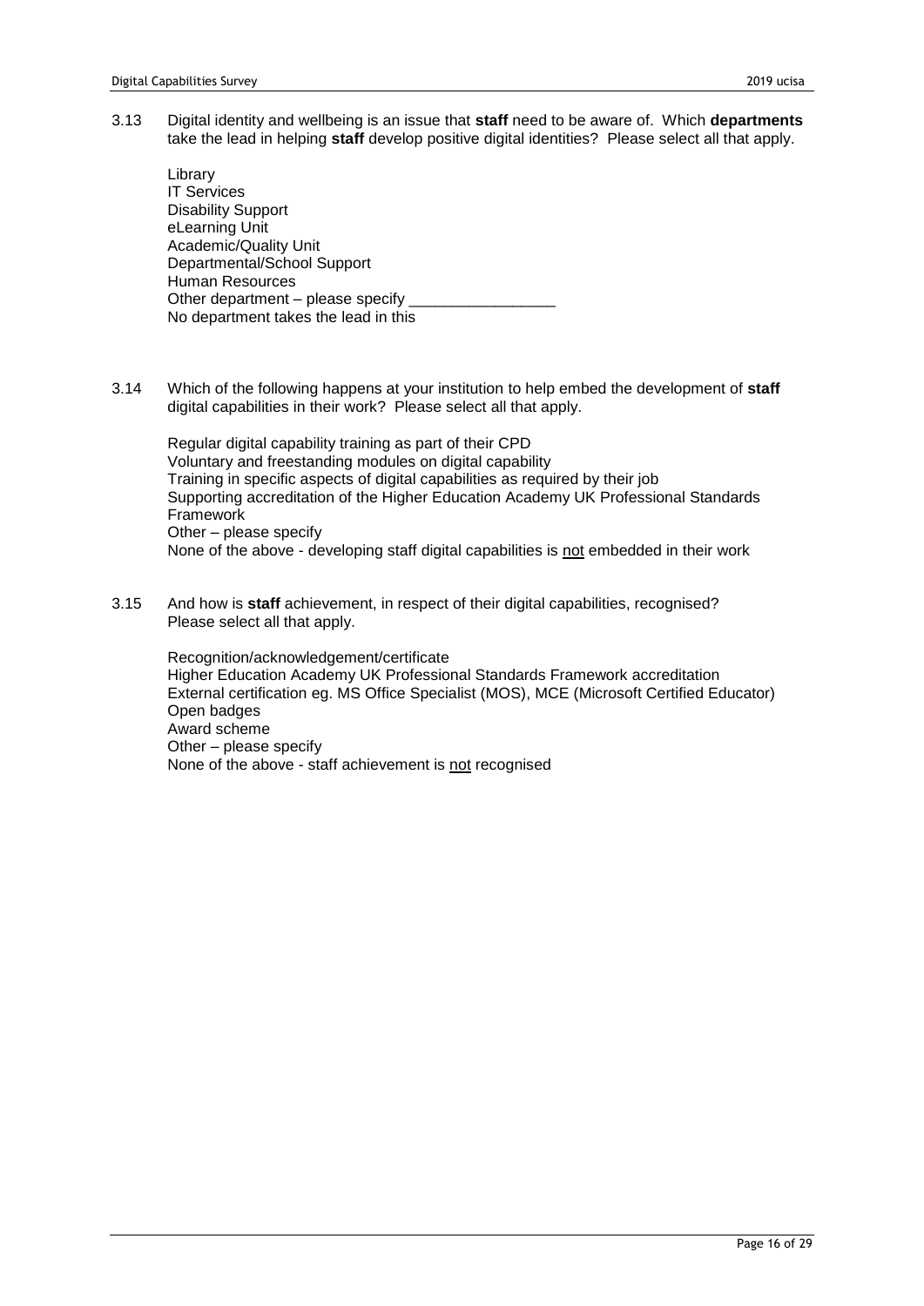3.13 Digital identity and wellbeing is an issue that **staff** need to be aware of. Which **departments** take the lead in helping **staff** develop positive digital identities? Please select all that apply.

Library
IT Services
Disability Support
eLearning Unit
Academic/Quality Unit
Departmental/School Support
Human Resources
Other department – please specify _________________
No department takes the lead in this

3.14 Which of the following happens at your institution to help embed the development of **staff** digital capabilities in their work? Please select all that apply.

Regular digital capability training as part of their CPD
Voluntary and freestanding modules on digital capability
Training in specific aspects of digital capabilities as required by their job
Supporting accreditation of the Higher Education Academy UK Professional Standards Framework
Other – please specify
None of the above - developing staff digital capabilities is <u>not</u> embedded in their work

3.15 And how is **staff** achievement, in respect of their digital capabilities, recognised? Please select all that apply.

Recognition/acknowledgement/certificate
Higher Education Academy UK Professional Standards Framework accreditation
External certification eg. MS Office Specialist (MOS), MCE (Microsoft Certified Educator)
Open badges
Award scheme
Other – please specify
None of the above - staff achievement is <u>not</u> recognised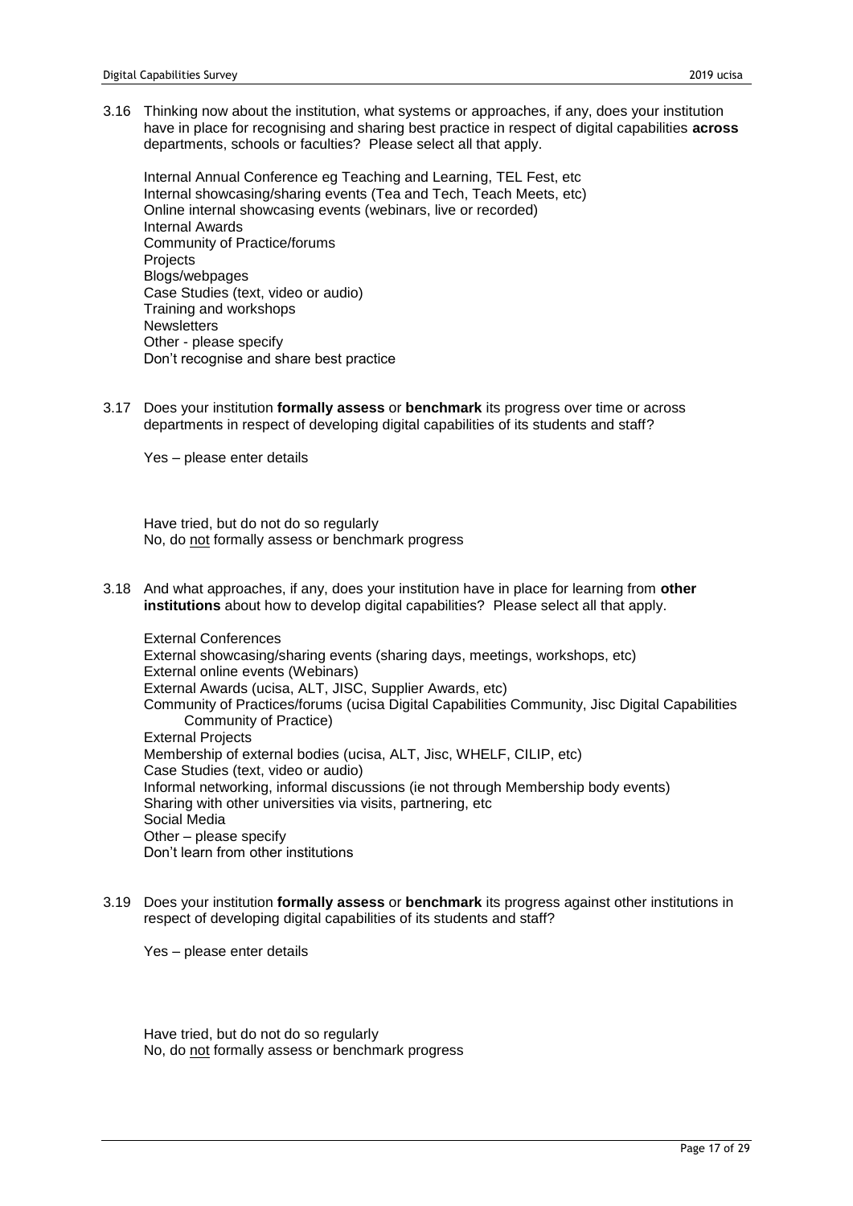3.16 Thinking now about the institution, what systems or approaches, if any, does your institution have in place for recognising and sharing best practice in respect of digital capabilities **across** departments, schools or faculties? Please select all that apply.

Internal Annual Conference eg Teaching and Learning, TEL Fest, etc
Internal showcasing/sharing events (Tea and Tech, Teach Meets, etc)
Online internal showcasing events (webinars, live or recorded)
Internal Awards
Community of Practice/forums
Projects
Blogs/webpages
Case Studies (text, video or audio)
Training and workshops
Newsletters
Other - please specify
Don't recognise and share best practice

3.17 Does your institution **formally assess** or **benchmark** its progress over time or across departments in respect of developing digital capabilities of its students and staff?

Yes – please enter details

Have tried, but do not do so regularly
No, do <u>not</u> formally assess or benchmark progress

3.18 And what approaches, if any, does your institution have in place for learning from **other institutions** about how to develop digital capabilities? Please select all that apply.

External Conferences
External showcasing/sharing events (sharing days, meetings, workshops, etc)
External online events (Webinars)
External Awards (ucisa, ALT, JISC, Supplier Awards, etc)
Community of Practices/forums (ucisa Digital Capabilities Community, Jisc Digital Capabilities Community of Practice)
External Projects
Membership of external bodies (ucisa, ALT, Jisc, WHELF, CILIP, etc)
Case Studies (text, video or audio)
Informal networking, informal discussions (ie not through Membership body events)
Sharing with other universities via visits, partnering, etc
Social Media
Other – please specify
Don't learn from other institutions

3.19 Does your institution **formally assess** or **benchmark** its progress against other institutions in respect of developing digital capabilities of its students and staff?

Yes – please enter details

Have tried, but do not do so regularly
No, do <u>not</u> formally assess or benchmark progress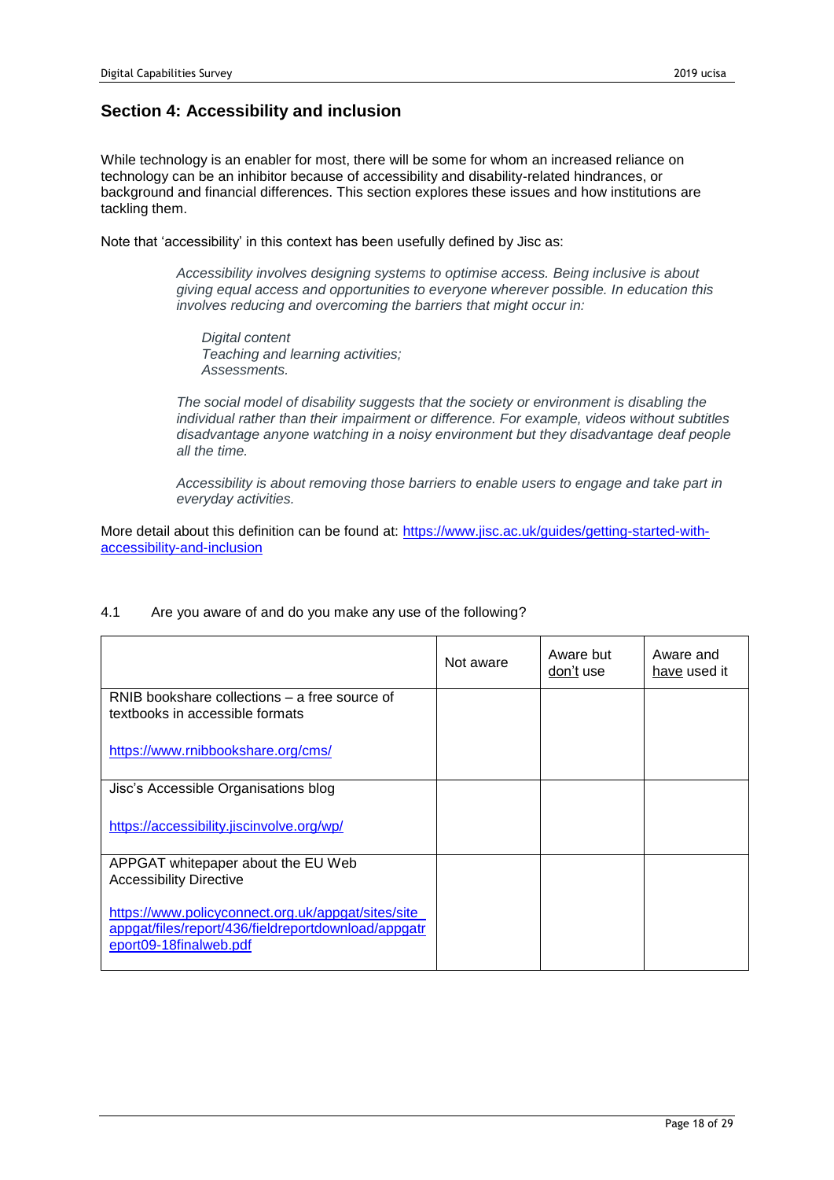## Section 4: Accessibility and inclusion

While technology is an enabler for most, there will be some for whom an increased reliance on technology can be an inhibitor because of accessibility and disability-related hindrances, or background and financial differences. This section explores these issues and how institutions are tackling them.

Note that 'accessibility' in this context has been usefully defined by Jisc as:

> *Accessibility involves designing systems to optimise access. Being inclusive is about giving equal access and opportunities to everyone wherever possible. In education this involves reducing and overcoming the barriers that might occur in:*
>
> *Digital content*
> *Teaching and learning activities;*
> *Assessments.*
>
> *The social model of disability suggests that the society or environment is disabling the individual rather than their impairment or difference. For example, videos without subtitles disadvantage anyone watching in a noisy environment but they disadvantage deaf people all the time.*
>
> *Accessibility is about removing those barriers to enable users to engage and take part in everyday activities.*

More detail about this definition can be found at: https://www.jisc.ac.uk/guides/getting-started-with-accessibility-and-inclusion

4.1 Are you aware of and do you make any use of the following?

| | Not aware | Aware but <u>don't</u> use | Aware and <u>have</u> used it |
|---|---|---|---|
| RNIB bookshare collections – a free source of textbooks in accessible formats<br><br>https://www.rnibbookshare.org/cms/ | | | |
| Jisc's Accessible Organisations blog<br><br>https://accessibility.jiscinvolve.org/wp/ | | | |
| APPGAT whitepaper about the EU Web Accessibility Directive<br><br>https://www.policyconnect.org.uk/appgat/sites/site_appgat/files/report/436/fieldreportdownload/appgatreport09-18finalweb.pdf | | | |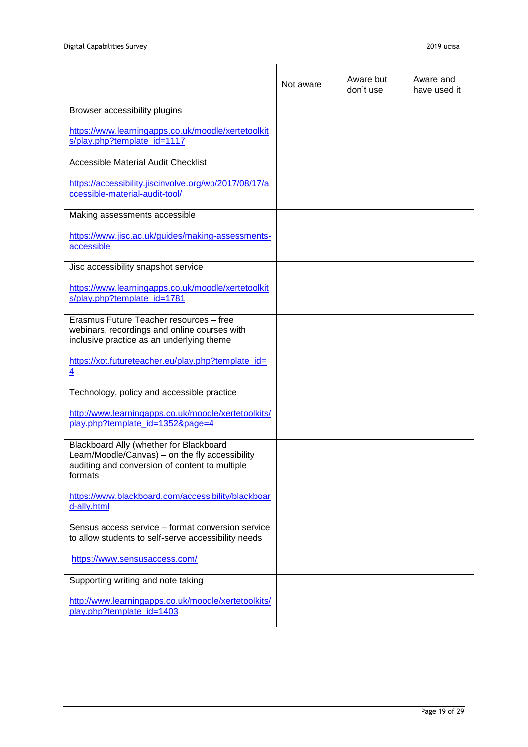| | Not aware | Aware but don't use | Aware and have used it |
|---|---|---|---|
| Browser accessibility plugins<br><br>https://www.learningapps.co.uk/moodle/xertetoolkits/play.php?template_id=1117 | | | |
| Accessible Material Audit Checklist<br><br>https://accessibility.jiscinvolve.org/wp/2017/08/17/accessible-material-audit-tool/ | | | |
| Making assessments accessible<br><br>https://www.jisc.ac.uk/guides/making-assessments-accessible | | | |
| Jisc accessibility snapshot service<br><br>https://www.learningapps.co.uk/moodle/xertetoolkits/play.php?template_id=1781 | | | |
| Erasmus Future Teacher resources – free webinars, recordings and online courses with inclusive practice as an underlying theme<br><br>https://xot.futureteacher.eu/play.php?template_id=4 | | | |
| Technology, policy and accessible practice<br><br>http://www.learningapps.co.uk/moodle/xertetoolkits/play.php?template_id=1352&page=4 | | | |
| Blackboard Ally (whether for Blackboard Learn/Moodle/Canvas) – on the fly accessibility auditing and conversion of content to multiple formats<br><br>https://www.blackboard.com/accessibility/blackboard-ally.html | | | |
| Sensus access service – format conversion service to allow students to self-serve accessibility needs<br><br>https://www.sensusaccess.com/ | | | |
| Supporting writing and note taking<br><br>http://www.learningapps.co.uk/moodle/xertetoolkits/play.php?template_id=1403 | | | |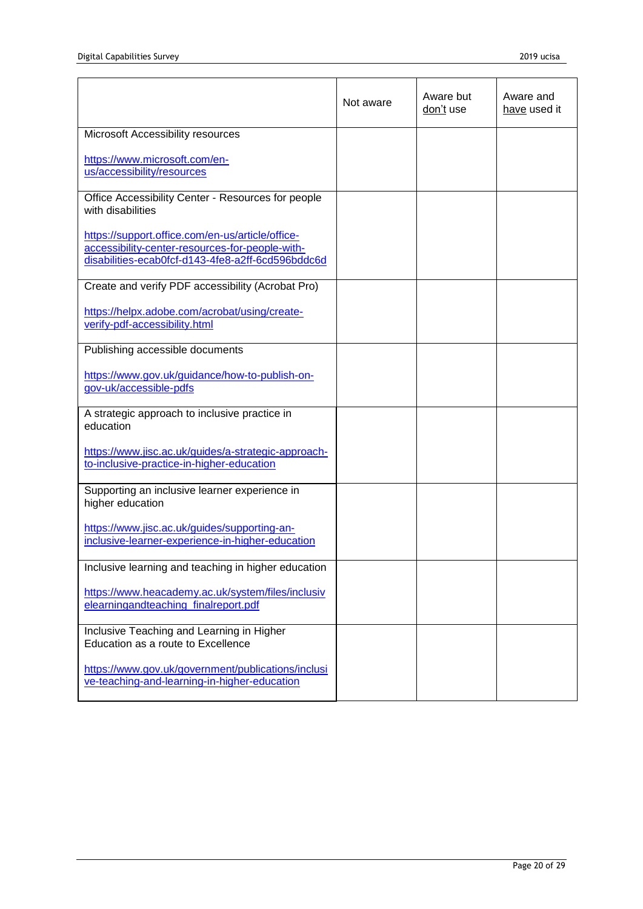| | Not aware | Aware but don't use | Aware and have used it |
|---|---|---|---|
| Microsoft Accessibility resources<br><br>https://www.microsoft.com/en-us/accessibility/resources | | | |
| Office Accessibility Center - Resources for people with disabilities<br><br>https://support.office.com/en-us/article/office-accessibility-center-resources-for-people-with-disabilities-ecab0fcf-d143-4fe8-a2ff-6cd596bddc6d | | | |
| Create and verify PDF accessibility (Acrobat Pro)<br><br>https://helpx.adobe.com/acrobat/using/create-verify-pdf-accessibility.html | | | |
| Publishing accessible documents<br><br>https://www.gov.uk/guidance/how-to-publish-on-gov-uk/accessible-pdfs | | | |
| A strategic approach to inclusive practice in education<br><br>https://www.jisc.ac.uk/guides/a-strategic-approach-to-inclusive-practice-in-higher-education | | | |
| Supporting an inclusive learner experience in higher education<br><br>https://www.jisc.ac.uk/guides/supporting-an-inclusive-learner-experience-in-higher-education | | | |
| Inclusive learning and teaching in higher education<br><br>https://www.heacademy.ac.uk/system/files/inclusivelearningandteaching_finalreport.pdf | | | |
| Inclusive Teaching and Learning in Higher Education as a route to Excellence<br><br>https://www.gov.uk/government/publications/inclusive-teaching-and-learning-in-higher-education | | | |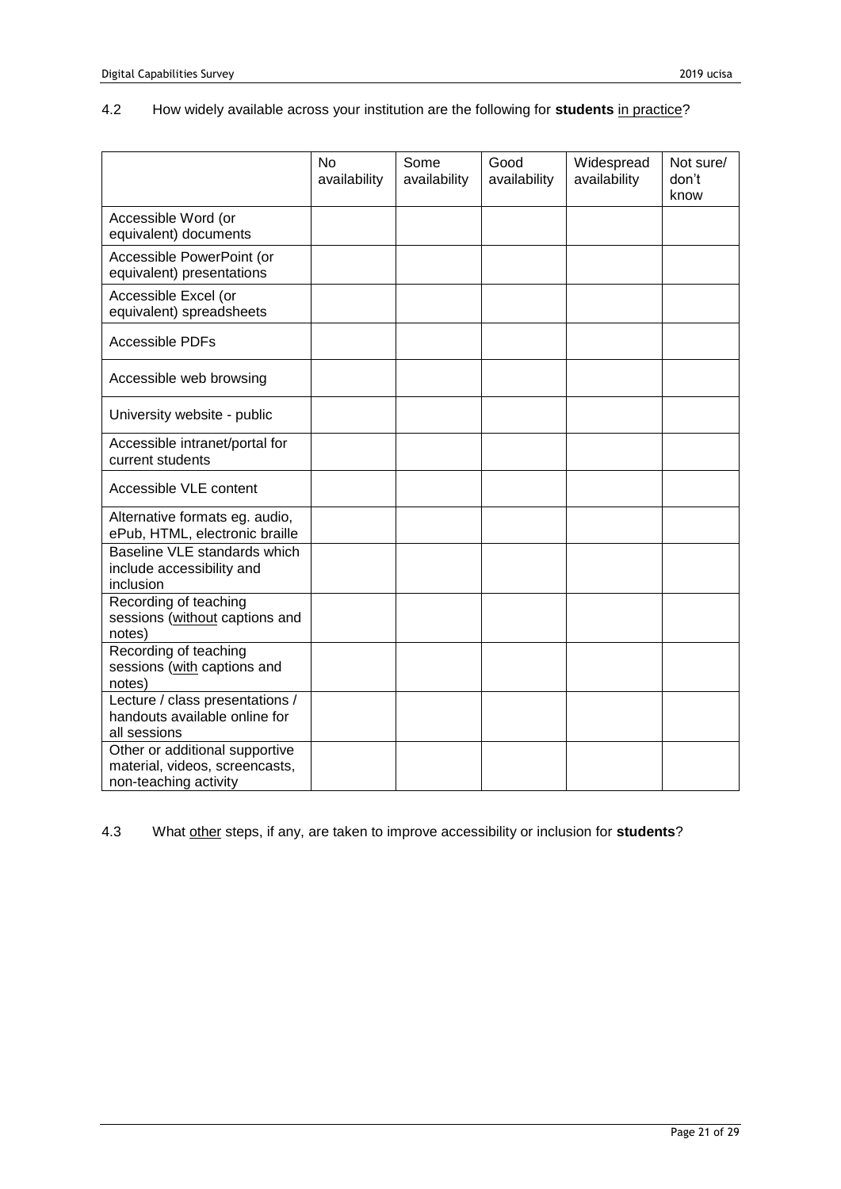4.2 How widely available across your institution are the following for **students** in practice?

| | No availability | Some availability | Good availability | Widespread availability | Not sure/ don't know |
|---|---|---|---|---|---|
| Accessible Word (or equivalent) documents | | | | | |
| Accessible PowerPoint (or equivalent) presentations | | | | | |
| Accessible Excel (or equivalent) spreadsheets | | | | | |
| Accessible PDFs | | | | | |
| Accessible web browsing | | | | | |
| University website - public | | | | | |
| Accessible intranet/portal for current students | | | | | |
| Accessible VLE content | | | | | |
| Alternative formats eg. audio, ePub, HTML, electronic braille | | | | | |
| Baseline VLE standards which include accessibility and inclusion | | | | | |
| Recording of teaching sessions (without captions and notes) | | | | | |
| Recording of teaching sessions (with captions and notes) | | | | | |
| Lecture / class presentations / handouts available online for all sessions | | | | | |
| Other or additional supportive material, videos, screencasts, non-teaching activity | | | | | |

4.3 What other steps, if any, are taken to improve accessibility or inclusion for **students**?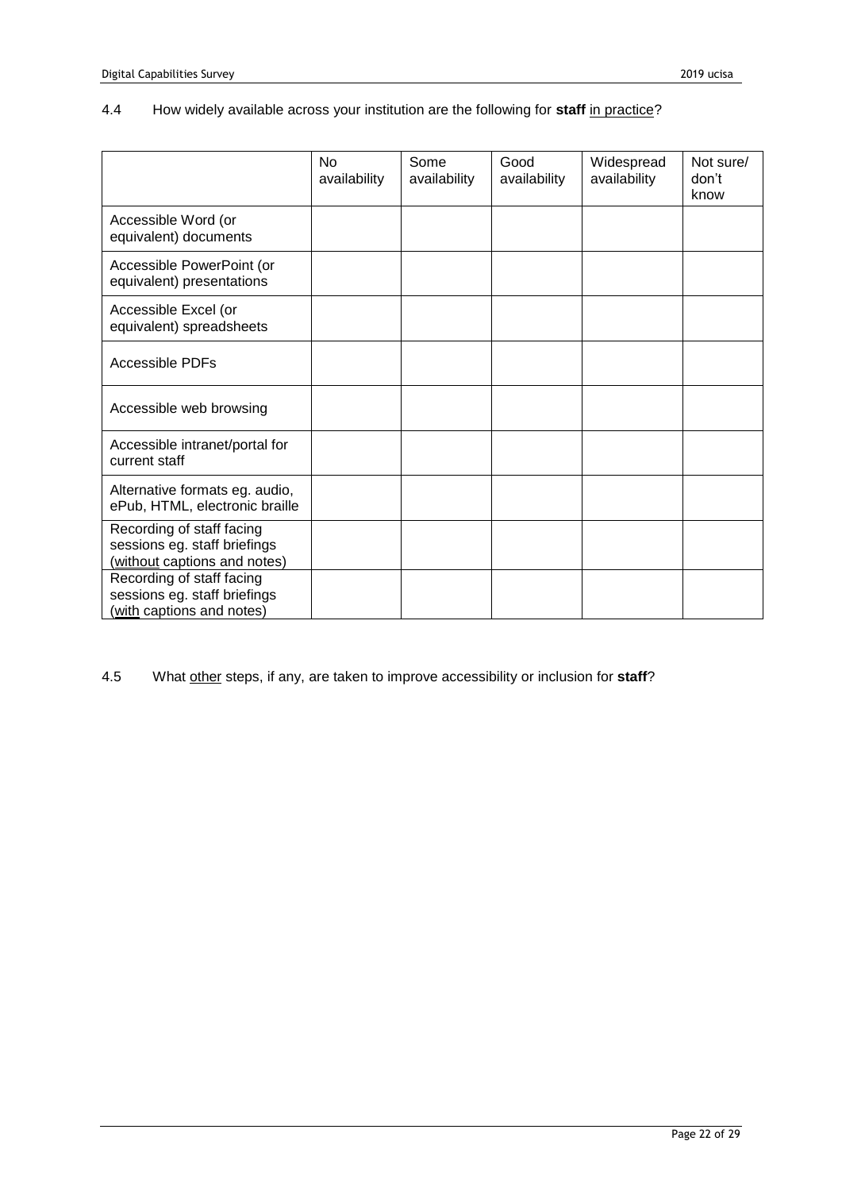4.4 How widely available across your institution are the following for **staff** in practice?

| | No availability | Some availability | Good availability | Widespread availability | Not sure/ don't know |
|---|---|---|---|---|---|
| Accessible Word (or equivalent) documents | | | | | |
| Accessible PowerPoint (or equivalent) presentations | | | | | |
| Accessible Excel (or equivalent) spreadsheets | | | | | |
| Accessible PDFs | | | | | |
| Accessible web browsing | | | | | |
| Accessible intranet/portal for current staff | | | | | |
| Alternative formats eg. audio, ePub, HTML, electronic braille | | | | | |
| Recording of staff facing sessions eg. staff briefings (without captions and notes) | | | | | |
| Recording of staff facing sessions eg. staff briefings (with captions and notes) | | | | | |

4.5 What other steps, if any, are taken to improve accessibility or inclusion for **staff**?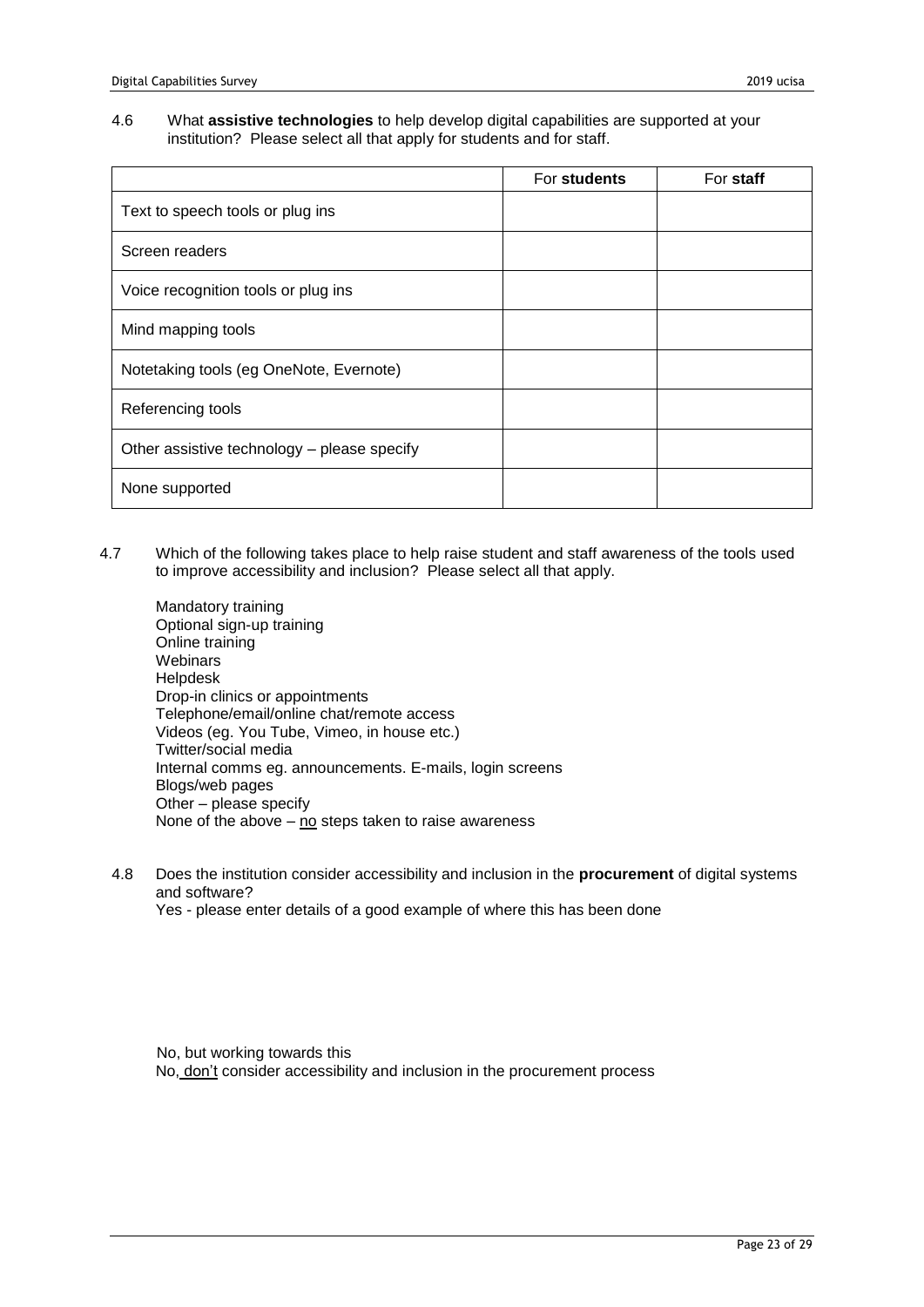4.6 What **assistive technologies** to help develop digital capabilities are supported at your institution? Please select all that apply for students and for staff.

| | For **students** | For **staff** |
|---|---|---|
| Text to speech tools or plug ins | | |
| Screen readers | | |
| Voice recognition tools or plug ins | | |
| Mind mapping tools | | |
| Notetaking tools (eg OneNote, Evernote) | | |
| Referencing tools | | |
| Other assistive technology – please specify | | |
| None supported | | |

4.7 Which of the following takes place to help raise student and staff awareness of the tools used to improve accessibility and inclusion? Please select all that apply.

Mandatory training
Optional sign-up training
Online training
Webinars
Helpdesk
Drop-in clinics or appointments
Telephone/email/online chat/remote access
Videos (eg. You Tube, Vimeo, in house etc.)
Twitter/social media
Internal comms eg. announcements. E-mails, login screens
Blogs/web pages
Other – please specify
None of the above – no steps taken to raise awareness

4.8 Does the institution consider accessibility and inclusion in the **procurement** of digital systems and software?
Yes - please enter details of a good example of where this has been done

No, but working towards this
No, don't consider accessibility and inclusion in the procurement process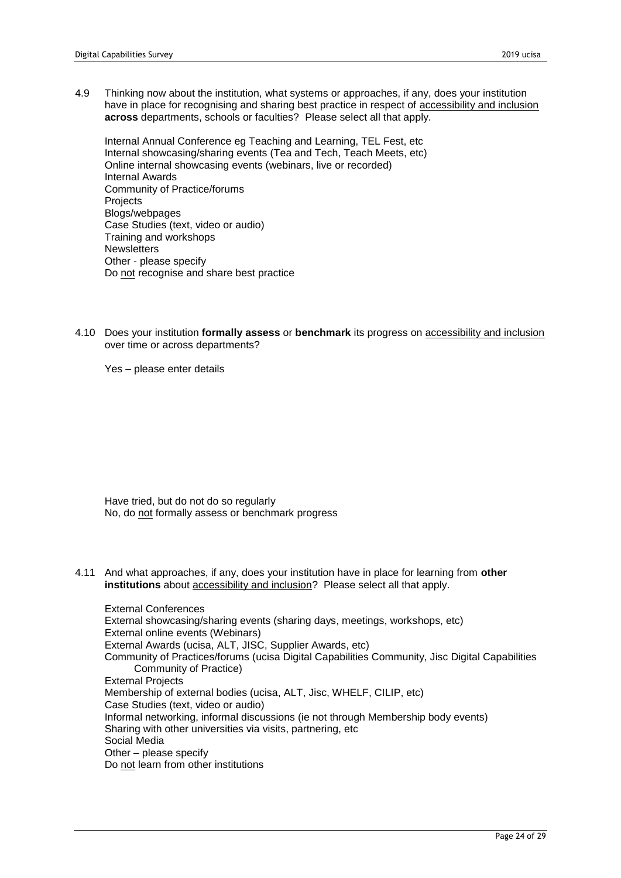4.9 Thinking now about the institution, what systems or approaches, if any, does your institution have in place for recognising and sharing best practice in respect of <u>accessibility and inclusion</u> **across** departments, schools or faculties? Please select all that apply.

Internal Annual Conference eg Teaching and Learning, TEL Fest, etc
Internal showcasing/sharing events (Tea and Tech, Teach Meets, etc)
Online internal showcasing events (webinars, live or recorded)
Internal Awards
Community of Practice/forums
Projects
Blogs/webpages
Case Studies (text, video or audio)
Training and workshops
Newsletters
Other - please specify
Do <u>not</u> recognise and share best practice

4.10 Does your institution **formally assess** or **benchmark** its progress on <u>accessibility and inclusion</u> over time or across departments?

Yes – please enter details

Have tried, but do not do so regularly
No, do <u>not</u> formally assess or benchmark progress

4.11 And what approaches, if any, does your institution have in place for learning from **other institutions** about <u>accessibility and inclusion</u>? Please select all that apply.

External Conferences
External showcasing/sharing events (sharing days, meetings, workshops, etc)
External online events (Webinars)
External Awards (ucisa, ALT, JISC, Supplier Awards, etc)
Community of Practices/forums (ucisa Digital Capabilities Community, Jisc Digital Capabilities Community of Practice)
External Projects
Membership of external bodies (ucisa, ALT, Jisc, WHELF, CILIP, etc)
Case Studies (text, video or audio)
Informal networking, informal discussions (ie not through Membership body events)
Sharing with other universities via visits, partnering, etc
Social Media
Other – please specify
Do <u>not</u> learn from other institutions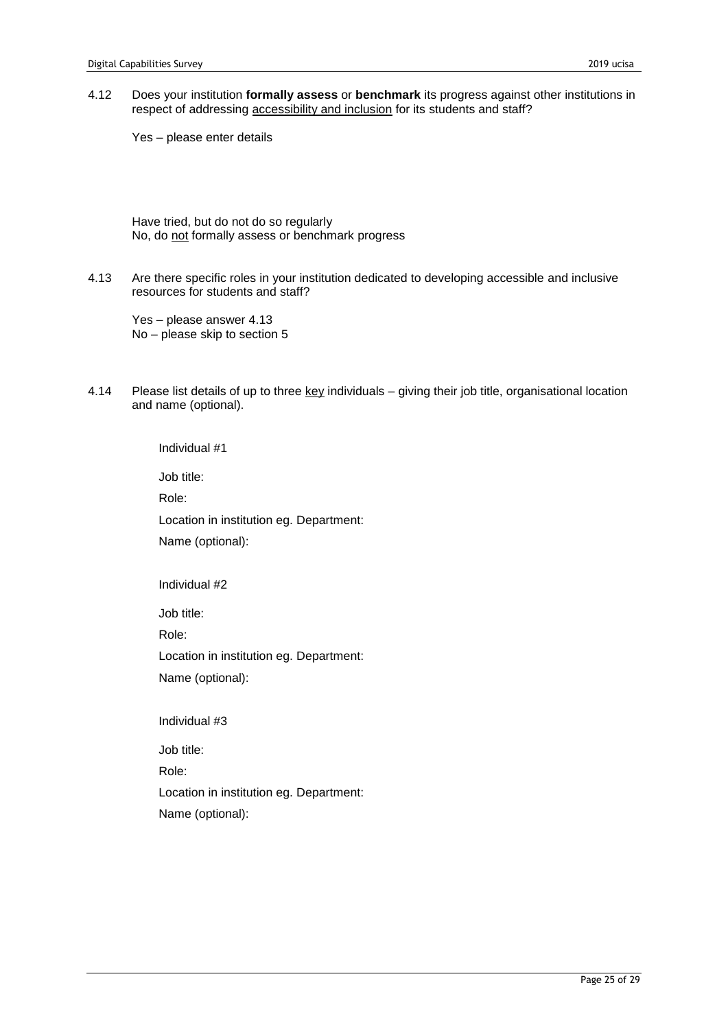4.12 Does your institution **formally assess** or **benchmark** its progress against other institutions in respect of addressing accessibility and inclusion for its students and staff?

Yes – please enter details

Have tried, but do not do so regularly
No, do not formally assess or benchmark progress

4.13 Are there specific roles in your institution dedicated to developing accessible and inclusive resources for students and staff?

Yes – please answer 4.13
No – please skip to section 5

4.14 Please list details of up to three key individuals – giving their job title, organisational location and name (optional).

Individual #1

Job title:

Role:

Location in institution eg. Department:

Name (optional):

Individual #2

Job title:

Role:

Location in institution eg. Department:

Name (optional):

Individual #3

Job title:

Role:

Location in institution eg. Department:

Name (optional):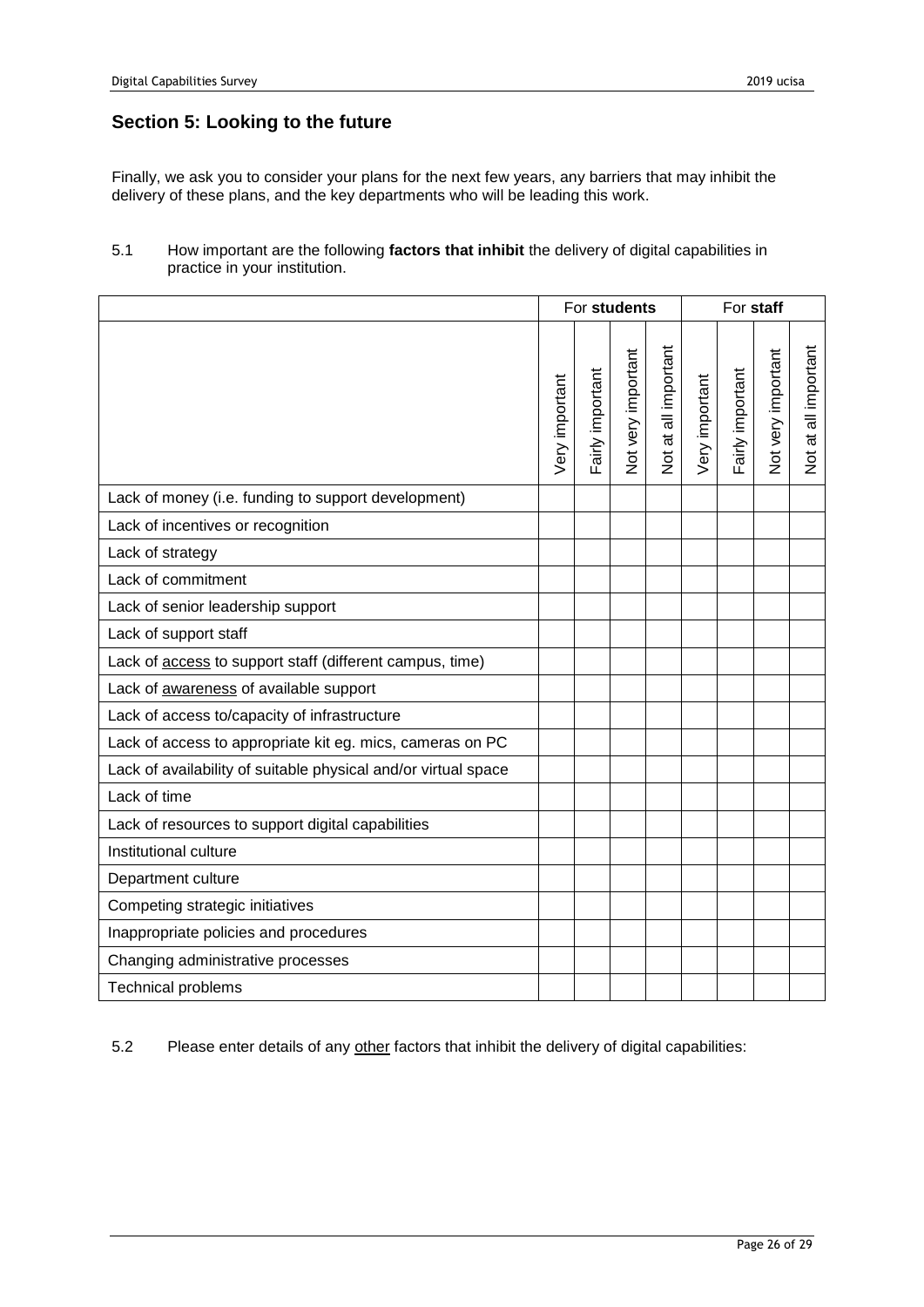## Section 5: Looking to the future

Finally, we ask you to consider your plans for the next few years, any barriers that may inhibit the delivery of these plans, and the key departments who will be leading this work.

5.1 How important are the following **factors that inhibit** the delivery of digital capabilities in practice in your institution.

| | For **students** | | | | For **staff** | | | |
|---|---|---|---|---|---|---|---|---|
| | Very important | Fairly important | Not very important | Not at all important | Very important | Fairly important | Not very important | Not at all important |
| Lack of money (i.e. funding to support development) | | | | | | | | |
| Lack of incentives or recognition | | | | | | | | |
| Lack of strategy | | | | | | | | |
| Lack of commitment | | | | | | | | |
| Lack of senior leadership support | | | | | | | | |
| Lack of support staff | | | | | | | | |
| Lack of access to support staff (different campus, time) | | | | | | | | |
| Lack of awareness of available support | | | | | | | | |
| Lack of access to/capacity of infrastructure | | | | | | | | |
| Lack of access to appropriate kit eg. mics, cameras on PC | | | | | | | | |
| Lack of availability of suitable physical and/or virtual space | | | | | | | | |
| Lack of time | | | | | | | | |
| Lack of resources to support digital capabilities | | | | | | | | |
| Institutional culture | | | | | | | | |
| Department culture | | | | | | | | |
| Competing strategic initiatives | | | | | | | | |
| Inappropriate policies and procedures | | | | | | | | |
| Changing administrative processes | | | | | | | | |
| Technical problems | | | | | | | | |

5.2 Please enter details of any other factors that inhibit the delivery of digital capabilities: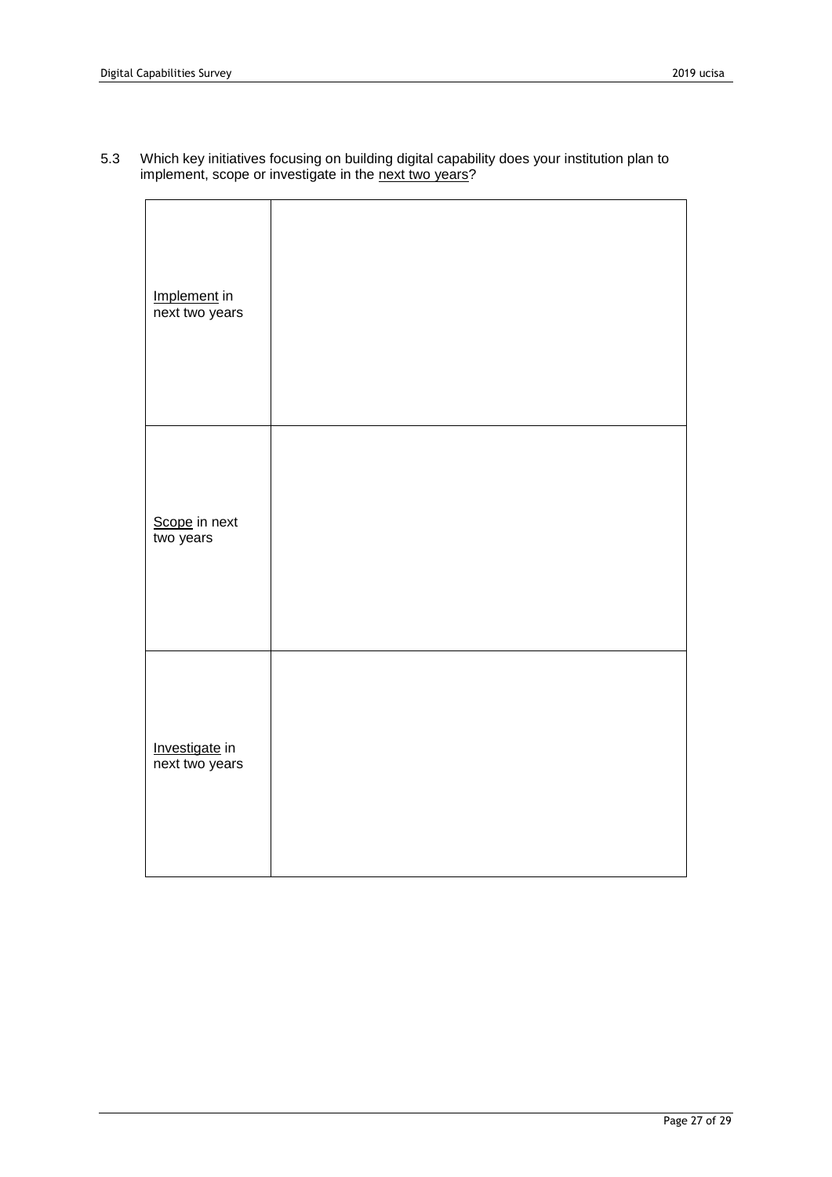5.3 Which key initiatives focusing on building digital capability does your institution plan to implement, scope or investigate in the <u>next two years</u>?

| | |
|---|---|
| <u>Implement</u> in next two years | |
| <u>Scope</u> in next two years | |
| <u>Investigate</u> in next two years | |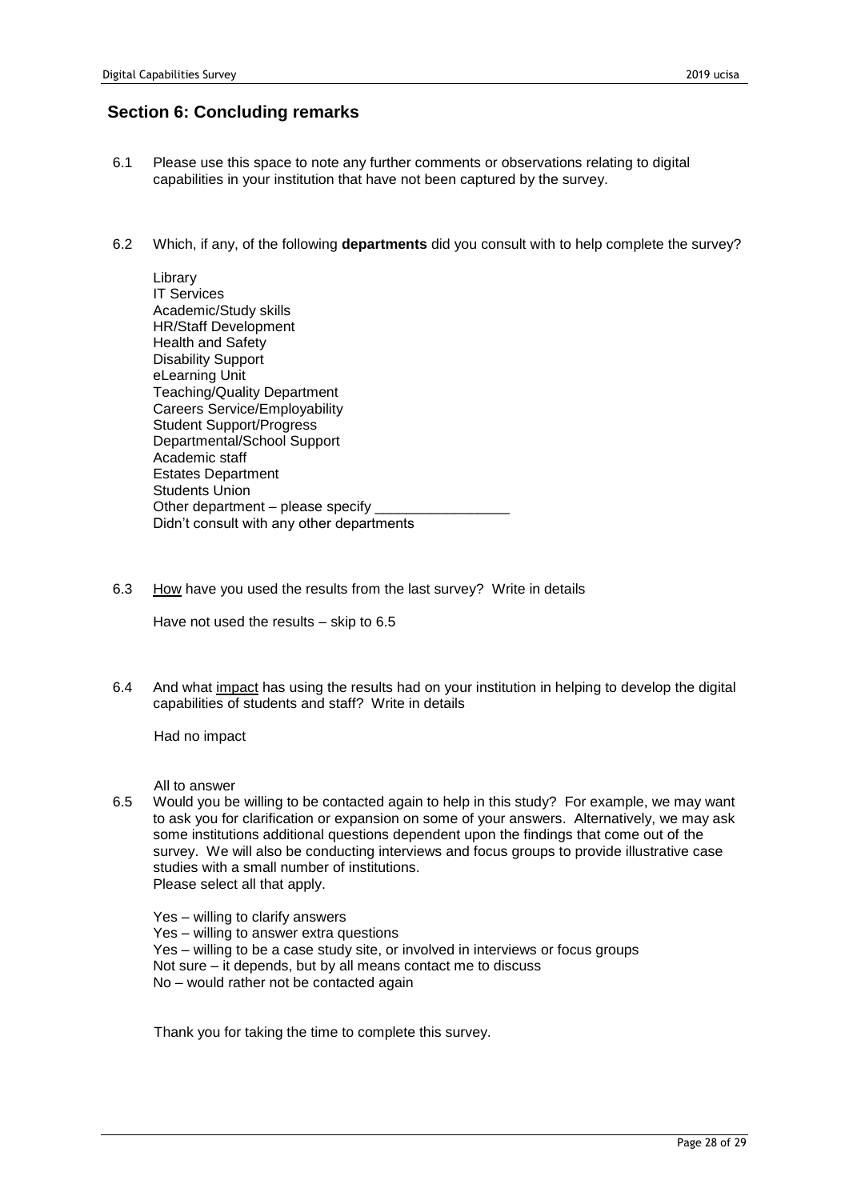## Section 6: Concluding remarks

6.1 Please use this space to note any further comments or observations relating to digital capabilities in your institution that have not been captured by the survey.

6.2 Which, if any, of the following **departments** did you consult with to help complete the survey?

Library
IT Services
Academic/Study skills
HR/Staff Development
Health and Safety
Disability Support
eLearning Unit
Teaching/Quality Department
Careers Service/Employability
Student Support/Progress
Departmental/School Support
Academic staff
Estates Department
Students Union
Other department – please specify _________________
Didn't consult with any other departments

6.3 How have you used the results from the last survey? Write in details

Have not used the results – skip to 6.5

6.4 And what impact has using the results had on your institution in helping to develop the digital capabilities of students and staff? Write in details

Had no impact

All to answer

6.5 Would you be willing to be contacted again to help in this study? For example, we may want to ask you for clarification or expansion on some of your answers. Alternatively, we may ask some institutions additional questions dependent upon the findings that come out of the survey. We will also be conducting interviews and focus groups to provide illustrative case studies with a small number of institutions.
Please select all that apply.

Yes – willing to clarify answers
Yes – willing to answer extra questions
Yes – willing to be a case study site, or involved in interviews or focus groups
Not sure – it depends, but by all means contact me to discuss
No – would rather not be contacted again

Thank you for taking the time to complete this survey.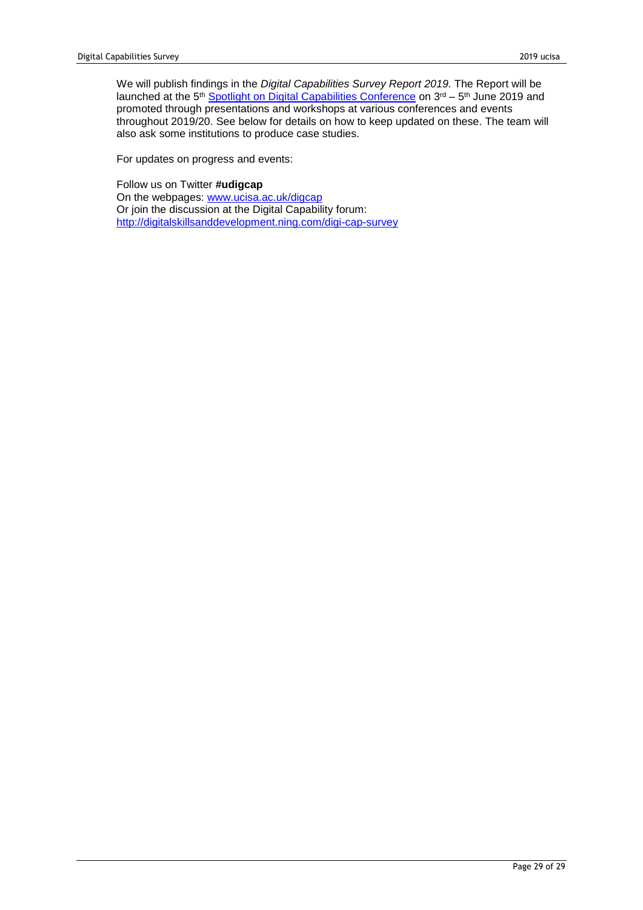We will publish findings in the *Digital Capabilities Survey Report 2019.* The Report will be launched at the 5th [Spotlight on Digital Capabilities Conference](#) on 3rd – 5th June 2019 and promoted through presentations and workshops at various conferences and events throughout 2019/20. See below for details on how to keep updated on these. The team will also ask some institutions to produce case studies.

For updates on progress and events:

Follow us on Twitter **#udigcap**
On the webpages: www.ucisa.ac.uk/digcap
Or join the discussion at the Digital Capability forum:
http://digitalskillsanddevelopment.ning.com/digi-cap-survey